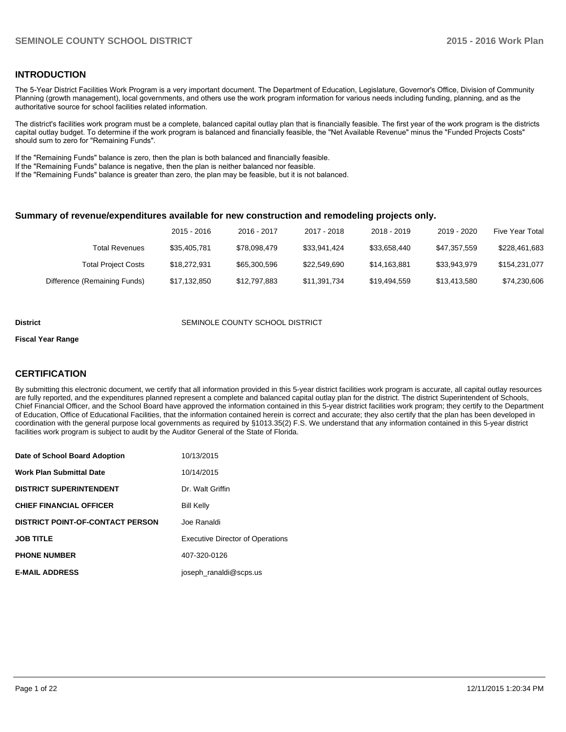## INTRODUCTION

The 5-Year District Facilities Work Program is a very important document. The Department of Education, Legislature, Governor's Office, Division of Community Planning (growth management), local governments, and others use the work program information for various needs including funding, planning, and as the authoritative source for school facilities related information.

The district's facilities work program must be a complete, balanced capital outlay plan that is financially feasible. The first year of the work program is the districts capital outlay budget. To determine if the work program is balanced and financially feasible, the "Net Available Revenue" minus the "Funded Projects Costs" should sum to zero for "Remaining Funds".

If the "Remaining Funds" balance is zero, then the plan is both balanced and financially feasible.
If the "Remaining Funds" balance is negative, then the plan is neither balanced nor feasible.
If the "Remaining Funds" balance is greater than zero, the plan may be feasible, but it is not balanced.

### Summary of revenue/expenditures available for new construction and remodeling projects only.

| | 2015 - 2016 | 2016 - 2017 | 2017 - 2018 | 2018 - 2019 | 2019 - 2020 | Five Year Total |
|---|---|---|---|---|---|---|
| Total Revenues | $35,405,781 | $78,098,479 | $33,941,424 | $33,658,440 | $47,357,559 | $228,461,683 |
| Total Project Costs | $18,272,931 | $65,300,596 | $22,549,690 | $14,163,881 | $33,943,979 | $154,231,077 |
| Difference (Remaining Funds) | $17,132,850 | $12,797,883 | $11,391,734 | $19,494,559 | $13,413,580 | $74,230,606 |

**District** SEMINOLE COUNTY SCHOOL DISTRICT

**Fiscal Year Range**

## CERTIFICATION

By submitting this electronic document, we certify that all information provided in this 5-year district facilities work program is accurate, all capital outlay resources are fully reported, and the expenditures planned represent a complete and balanced capital outlay plan for the district. The district Superintendent of Schools, Chief Financial Officer, and the School Board have approved the information contained in this 5-year district facilities work program; they certify to the Department of Education, Office of Educational Facilities, that the information contained herein is correct and accurate; they also certify that the plan has been developed in coordination with the general purpose local governments as required by §1013.35(2) F.S. We understand that any information contained in this 5-year district facilities work program is subject to audit by the Auditor General of the State of Florida.

| | |
|---|---|
| **Date of School Board Adoption** | 10/13/2015 |
| **Work Plan Submittal Date** | 10/14/2015 |
| **DISTRICT SUPERINTENDENT** | Dr. Walt Griffin |
| **CHIEF FINANCIAL OFFICER** | Bill Kelly |
| **DISTRICT POINT-OF-CONTACT PERSON** | Joe Ranaldi |
| **JOB TITLE** | Executive Director of Operations |
| **PHONE NUMBER** | 407-320-0126 |
| **E-MAIL ADDRESS** | joseph_ranaldi@scps.us |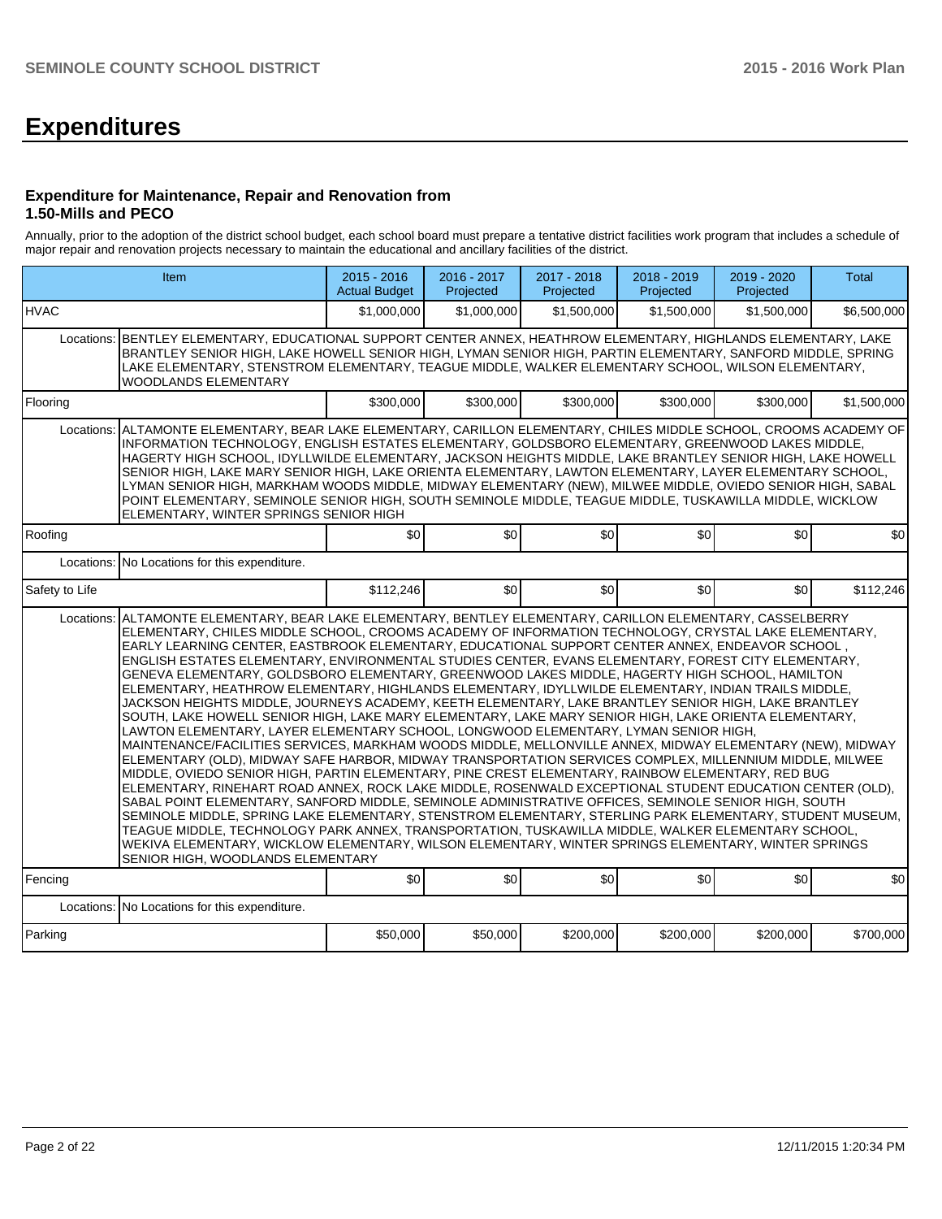# Expenditures

### Expenditure for Maintenance, Repair and Renovation from 1.50-Mills and PECO

Annually, prior to the adoption of the district school budget, each school board must prepare a tentative district facilities work program that includes a schedule of major repair and renovation projects necessary to maintain the educational and ancillary facilities of the district.

| Item | | 2015 - 2016 Actual Budget | 2016 - 2017 Projected | 2017 - 2018 Projected | 2018 - 2019 Projected | 2019 - 2020 Projected | Total |
|---|---|---|---|---|---|---|---|
| HVAC | | $1,000,000 | $1,000,000 | $1,500,000 | $1,500,000 | $1,500,000 | $6,500,000 |
| Locations: | BENTLEY ELEMENTARY, EDUCATIONAL SUPPORT CENTER ANNEX, HEATHROW ELEMENTARY, HIGHLANDS ELEMENTARY, LAKE BRANTLEY SENIOR HIGH, LAKE HOWELL SENIOR HIGH, LYMAN SENIOR HIGH, PARTIN ELEMENTARY, SANFORD MIDDLE, SPRING LAKE ELEMENTARY, STENSTROM ELEMENTARY, TEAGUE MIDDLE, WALKER ELEMENTARY SCHOOL, WILSON ELEMENTARY, WOODLANDS ELEMENTARY | | | | | | |
| Flooring | | $300,000 | $300,000 | $300,000 | $300,000 | $300,000 | $1,500,000 |
| Locations: | ALTAMONTE ELEMENTARY, BEAR LAKE ELEMENTARY, CARILLON ELEMENTARY, CHILES MIDDLE SCHOOL, CROOMS ACADEMY OF INFORMATION TECHNOLOGY, ENGLISH ESTATES ELEMENTARY, GOLDSBORO ELEMENTARY, GREENWOOD LAKES MIDDLE, HAGERTY HIGH SCHOOL, IDYLLWILDE ELEMENTARY, JACKSON HEIGHTS MIDDLE, LAKE BRANTLEY SENIOR HIGH, LAKE HOWELL SENIOR HIGH, LAKE MARY SENIOR HIGH, LAKE ORIENTA ELEMENTARY, LAWTON ELEMENTARY, LAYER ELEMENTARY SCHOOL, LYMAN SENIOR HIGH, MARKHAM WOODS MIDDLE, MIDWAY ELEMENTARY (NEW), MILWEE MIDDLE, OVIEDO SENIOR HIGH, SABAL POINT ELEMENTARY, SEMINOLE SENIOR HIGH, SOUTH SEMINOLE MIDDLE, TEAGUE MIDDLE, TUSKAWILLA MIDDLE, WICKLOW ELEMENTARY, WINTER SPRINGS SENIOR HIGH | | | | | | |
| Roofing | | $0 | $0 | $0 | $0 | $0 | $0 |
| Locations: | No Locations for this expenditure. | | | | | | |
| Safety to Life | | $112,246 | $0 | $0 | $0 | $0 | $112,246 |
| Locations: | ALTAMONTE ELEMENTARY, BEAR LAKE ELEMENTARY, BENTLEY ELEMENTARY, CARILLON ELEMENTARY, CASSELBERRY ELEMENTARY, CHILES MIDDLE SCHOOL, CROOMS ACADEMY OF INFORMATION TECHNOLOGY, CRYSTAL LAKE ELEMENTARY, EARLY LEARNING CENTER, EASTBROOK ELEMENTARY, EDUCATIONAL SUPPORT CENTER ANNEX, ENDEAVOR SCHOOL , ENGLISH ESTATES ELEMENTARY, ENVIRONMENTAL STUDIES CENTER, EVANS ELEMENTARY, FOREST CITY ELEMENTARY, GENEVA ELEMENTARY, GOLDSBORO ELEMENTARY, GREENWOOD LAKES MIDDLE, HAGERTY HIGH SCHOOL, HAMILTON ELEMENTARY, HEATHROW ELEMENTARY, HIGHLANDS ELEMENTARY, IDYLLWILDE ELEMENTARY, INDIAN TRAILS MIDDLE, JACKSON HEIGHTS MIDDLE, JOURNEYS ACADEMY, KEETH ELEMENTARY, LAKE BRANTLEY SENIOR HIGH, LAKE BRANTLEY SOUTH, LAKE HOWELL SENIOR HIGH, LAKE MARY ELEMENTARY, LAKE MARY SENIOR HIGH, LAKE ORIENTA ELEMENTARY, LAWTON ELEMENTARY, LAYER ELEMENTARY SCHOOL, LONGWOOD ELEMENTARY, LYMAN SENIOR HIGH, MAINTENANCE/FACILITIES SERVICES, MARKHAM WOODS MIDDLE, MELLONVILLE ANNEX, MIDWAY ELEMENTARY (NEW), MIDWAY ELEMENTARY (OLD), MIDWAY SAFE HARBOR, MIDWAY TRANSPORTATION SERVICES COMPLEX, MILLENNIUM MIDDLE, MILWEE MIDDLE, OVIEDO SENIOR HIGH, PARTIN ELEMENTARY, PINE CREST ELEMENTARY, RAINBOW ELEMENTARY, RED BUG ELEMENTARY, RINEHART ROAD ANNEX, ROCK LAKE MIDDLE, ROSENWALD EXCEPTIONAL STUDENT EDUCATION CENTER (OLD), SABAL POINT ELEMENTARY, SANFORD MIDDLE, SEMINOLE ADMINISTRATIVE OFFICES, SEMINOLE SENIOR HIGH, SOUTH SEMINOLE MIDDLE, SPRING LAKE ELEMENTARY, STENSTROM ELEMENTARY, STERLING PARK ELEMENTARY, STUDENT MUSEUM, TEAGUE MIDDLE, TECHNOLOGY PARK ANNEX, TRANSPORTATION, TUSKAWILLA MIDDLE, WALKER ELEMENTARY SCHOOL, WEKIVA ELEMENTARY, WICKLOW ELEMENTARY, WILSON ELEMENTARY, WINTER SPRINGS ELEMENTARY, WINTER SPRINGS SENIOR HIGH, WOODLANDS ELEMENTARY | | | | | | |
| Fencing | | $0 | $0 | $0 | $0 | $0 | $0 |
| Locations: | No Locations for this expenditure. | | | | | | |
| Parking | | $50,000 | $50,000 | $200,000 | $200,000 | $200,000 | $700,000 |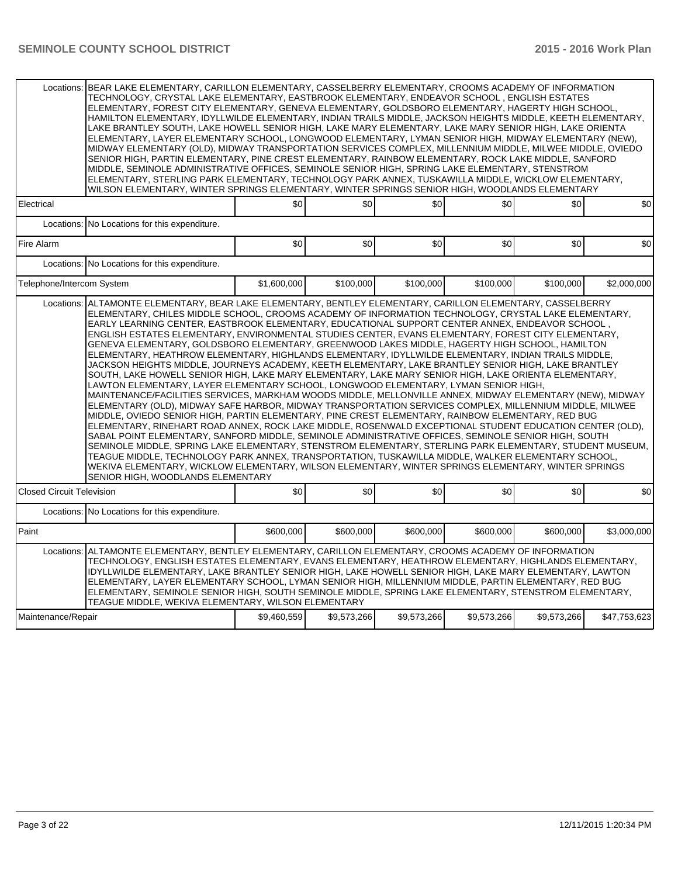| | | | | | | |
|---|---|---|---|---|---|---|
| Locations: | BEAR LAKE ELEMENTARY, CARILLON ELEMENTARY, CASSELBERRY ELEMENTARY, CROOMS ACADEMY OF INFORMATION TECHNOLOGY, CRYSTAL LAKE ELEMENTARY, EASTBROOK ELEMENTARY, ENDEAVOR SCHOOL , ENGLISH ESTATES ELEMENTARY, FOREST CITY ELEMENTARY, GENEVA ELEMENTARY, GOLDSBORO ELEMENTARY, HAGERTY HIGH SCHOOL, HAMILTON ELEMENTARY, IDYLLWILDE ELEMENTARY, INDIAN TRAILS MIDDLE, JACKSON HEIGHTS MIDDLE, KEETH ELEMENTARY, LAKE BRANTLEY SOUTH, LAKE HOWELL SENIOR HIGH, LAKE MARY ELEMENTARY, LAKE MARY SENIOR HIGH, LAKE ORIENTA ELEMENTARY, LAYER ELEMENTARY SCHOOL, LONGWOOD ELEMENTARY, LYMAN SENIOR HIGH, MIDWAY ELEMENTARY (NEW), MIDWAY ELEMENTARY (OLD), MIDWAY TRANSPORTATION SERVICES COMPLEX, MILLENNIUM MIDDLE, MILWEE MIDDLE, OVIEDO SENIOR HIGH, PARTIN ELEMENTARY, PINE CREST ELEMENTARY, RAINBOW ELEMENTARY, ROCK LAKE MIDDLE, SANFORD MIDDLE, SEMINOLE ADMINISTRATIVE OFFICES, SEMINOLE SENIOR HIGH, SPRING LAKE ELEMENTARY, STENSTROM ELEMENTARY, STERLING PARK ELEMENTARY, TECHNOLOGY PARK ANNEX, TUSKAWILLA MIDDLE, WICKLOW ELEMENTARY, WILSON ELEMENTARY, WINTER SPRINGS ELEMENTARY, WINTER SPRINGS SENIOR HIGH, WOODLANDS ELEMENTARY | | | | | |
| Electrical | | $0 | $0 | $0 | $0 | $0 | $0 |
| Locations: | No Locations for this expenditure. | | | | | |
| Fire Alarm | | $0 | $0 | $0 | $0 | $0 | $0 |
| Locations: | No Locations for this expenditure. | | | | | |
| Telephone/Intercom System | | $1,600,000 | $100,000 | $100,000 | $100,000 | $100,000 | $2,000,000 |
| Locations: | ALTAMONTE ELEMENTARY, BEAR LAKE ELEMENTARY, BENTLEY ELEMENTARY, CARILLON ELEMENTARY, CASSELBERRY ELEMENTARY, CHILES MIDDLE SCHOOL, CROOMS ACADEMY OF INFORMATION TECHNOLOGY, CRYSTAL LAKE ELEMENTARY, EARLY LEARNING CENTER, EASTBROOK ELEMENTARY, EDUCATIONAL SUPPORT CENTER ANNEX, ENDEAVOR SCHOOL , ENGLISH ESTATES ELEMENTARY, ENVIRONMENTAL STUDIES CENTER, EVANS ELEMENTARY, FOREST CITY ELEMENTARY, GENEVA ELEMENTARY, GOLDSBORO ELEMENTARY, GREENWOOD LAKES MIDDLE, HAGERTY HIGH SCHOOL, HAMILTON ELEMENTARY, HEATHROW ELEMENTARY, HIGHLANDS ELEMENTARY, IDYLLWILDE ELEMENTARY, INDIAN TRAILS MIDDLE, JACKSON HEIGHTS MIDDLE, JOURNEYS ACADEMY, KEETH ELEMENTARY, LAKE BRANTLEY SENIOR HIGH, LAKE BRANTLEY SOUTH, LAKE HOWELL SENIOR HIGH, LAKE MARY ELEMENTARY, LAKE MARY SENIOR HIGH, LAKE ORIENTA ELEMENTARY, LAWTON ELEMENTARY, LAYER ELEMENTARY SCHOOL, LONGWOOD ELEMENTARY, LYMAN SENIOR HIGH, MAINTENANCE/FACILITIES SERVICES, MARKHAM WOODS MIDDLE, MELLONVILLE ANNEX, MIDWAY ELEMENTARY (NEW), MIDWAY ELEMENTARY (OLD), MIDWAY SAFE HARBOR, MIDWAY TRANSPORTATION SERVICES COMPLEX, MILLENNIUM MIDDLE, MILWEE MIDDLE, OVIEDO SENIOR HIGH, PARTIN ELEMENTARY, PINE CREST ELEMENTARY, RAINBOW ELEMENTARY, RED BUG ELEMENTARY, RINEHART ROAD ANNEX, ROCK LAKE MIDDLE, ROSENWALD EXCEPTIONAL STUDENT EDUCATION CENTER (OLD), SABAL POINT ELEMENTARY, SANFORD MIDDLE, SEMINOLE ADMINISTRATIVE OFFICES, SEMINOLE SENIOR HIGH, SOUTH SEMINOLE MIDDLE, SPRING LAKE ELEMENTARY, STENSTROM ELEMENTARY, STERLING PARK ELEMENTARY, STUDENT MUSEUM, TEAGUE MIDDLE, TECHNOLOGY PARK ANNEX, TRANSPORTATION, TUSKAWILLA MIDDLE, WALKER ELEMENTARY SCHOOL, WEKIVA ELEMENTARY, WICKLOW ELEMENTARY, WILSON ELEMENTARY, WINTER SPRINGS ELEMENTARY, WINTER SPRINGS SENIOR HIGH, WOODLANDS ELEMENTARY | | | | | |
| Closed Circuit Television | | $0 | $0 | $0 | $0 | $0 | $0 |
| Locations: | No Locations for this expenditure. | | | | | |
| Paint | | $600,000 | $600,000 | $600,000 | $600,000 | $600,000 | $3,000,000 |
| Locations: | ALTAMONTE ELEMENTARY, BENTLEY ELEMENTARY, CARILLON ELEMENTARY, CROOMS ACADEMY OF INFORMATION TECHNOLOGY, ENGLISH ESTATES ELEMENTARY, EVANS ELEMENTARY, HEATHROW ELEMENTARY, HIGHLANDS ELEMENTARY, IDYLLWILDE ELEMENTARY, LAKE BRANTLEY SENIOR HIGH, LAKE HOWELL SENIOR HIGH, LAKE MARY ELEMENTARY, LAWTON ELEMENTARY, LAYER ELEMENTARY SCHOOL, LYMAN SENIOR HIGH, MILLENNIUM MIDDLE, PARTIN ELEMENTARY, RED BUG ELEMENTARY, SEMINOLE SENIOR HIGH, SOUTH SEMINOLE MIDDLE, SPRING LAKE ELEMENTARY, STENSTROM ELEMENTARY, TEAGUE MIDDLE, WEKIVA ELEMENTARY, WILSON ELEMENTARY | | | | | |
| Maintenance/Repair | | $9,460,559 | $9,573,266 | $9,573,266 | $9,573,266 | $9,573,266 | $47,753,623 |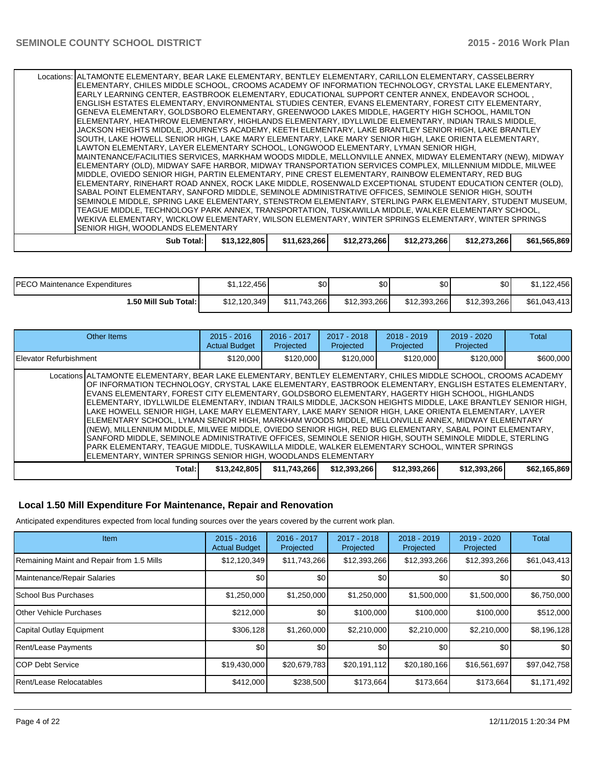| | | | | | | |
|---|---|---|---|---|---|---|
| Locations: | ALTAMONTE ELEMENTARY, BEAR LAKE ELEMENTARY, BENTLEY ELEMENTARY, CARILLON ELEMENTARY, CASSELBERRY ELEMENTARY, CHILES MIDDLE SCHOOL, CROOMS ACADEMY OF INFORMATION TECHNOLOGY, CRYSTAL LAKE ELEMENTARY, EARLY LEARNING CENTER, EASTBROOK ELEMENTARY, EDUCATIONAL SUPPORT CENTER ANNEX, ENDEAVOR SCHOOL , ENGLISH ESTATES ELEMENTARY, ENVIRONMENTAL STUDIES CENTER, EVANS ELEMENTARY, FOREST CITY ELEMENTARY, GENEVA ELEMENTARY, GOLDSBORO ELEMENTARY, GREENWOOD LAKES MIDDLE, HAGERTY HIGH SCHOOL, HAMILTON ELEMENTARY, HEATHROW ELEMENTARY, HIGHLANDS ELEMENTARY, IDYLLWILDE ELEMENTARY, INDIAN TRAILS MIDDLE, JACKSON HEIGHTS MIDDLE, JOURNEYS ACADEMY, KEETH ELEMENTARY, LAKE BRANTLEY SENIOR HIGH, LAKE BRANTLEY SOUTH, LAKE HOWELL SENIOR HIGH, LAKE MARY ELEMENTARY, LAKE MARY SENIOR HIGH, LAKE ORIENTA ELEMENTARY, LAWTON ELEMENTARY, LAYER ELEMENTARY SCHOOL, LONGWOOD ELEMENTARY, LYMAN SENIOR HIGH, MAINTENANCE/FACILITIES SERVICES, MARKHAM WOODS MIDDLE, MELLONVILLE ANNEX, MIDWAY ELEMENTARY (NEW), MIDWAY ELEMENTARY (OLD), MIDWAY SAFE HARBOR, MIDWAY TRANSPORTATION SERVICES COMPLEX, MILLENNIUM MIDDLE, MILWEE MIDDLE, OVIEDO SENIOR HIGH, PARTIN ELEMENTARY, PINE CREST ELEMENTARY, RAINBOW ELEMENTARY, RED BUG ELEMENTARY, RINEHART ROAD ANNEX, ROCK LAKE MIDDLE, ROSENWALD EXCEPTIONAL STUDENT EDUCATION CENTER (OLD), SABAL POINT ELEMENTARY, SANFORD MIDDLE, SEMINOLE ADMINISTRATIVE OFFICES, SEMINOLE SENIOR HIGH, SOUTH SEMINOLE MIDDLE, SPRING LAKE ELEMENTARY, STENSTROM ELEMENTARY, STERLING PARK ELEMENTARY, STUDENT MUSEUM, TEAGUE MIDDLE, TECHNOLOGY PARK ANNEX, TRANSPORTATION, TUSKAWILLA MIDDLE, WALKER ELEMENTARY SCHOOL, WEKIVA ELEMENTARY, WICKLOW ELEMENTARY, WILSON ELEMENTARY, WINTER SPRINGS ELEMENTARY, WINTER SPRINGS SENIOR HIGH, WOODLANDS ELEMENTARY | | | | | |
| | **Sub Total:** | **$13,122,805** | **$11,623,266** | **$12,273,266** | **$12,273,266** | **$12,273,266** | **$61,565,869** |

| | | | | | | |
|---|---|---|---|---|---|---|
| PECO Maintenance Expenditures | $1,122,456 | $0 | $0 | $0 | $0 | $1,122,456 |
| **1.50 Mill Sub Total:** | $12,120,349 | $11,743,266 | $12,393,266 | $12,393,266 | $12,393,266 | $61,043,413 |

| Other Items | 2015 - 2016 Actual Budget | 2016 - 2017 Projected | 2017 - 2018 Projected | 2018 - 2019 Projected | 2019 - 2020 Projected | Total |
|---|---|---|---|---|---|---|
| Elevator Refurbishment | $120,000 | $120,000 | $120,000 | $120,000 | $120,000 | $600,000 |
| Locations ALTAMONTE ELEMENTARY, BEAR LAKE ELEMENTARY, BENTLEY ELEMENTARY, CHILES MIDDLE SCHOOL, CROOMS ACADEMY OF INFORMATION TECHNOLOGY, CRYSTAL LAKE ELEMENTARY, EASTBROOK ELEMENTARY, ENGLISH ESTATES ELEMENTARY, EVANS ELEMENTARY, FOREST CITY ELEMENTARY, GOLDSBORO ELEMENTARY, HAGERTY HIGH SCHOOL, HIGHLANDS ELEMENTARY, IDYLLWILDE ELEMENTARY, INDIAN TRAILS MIDDLE, JACKSON HEIGHTS MIDDLE, LAKE BRANTLEY SENIOR HIGH, LAKE HOWELL SENIOR HIGH, LAKE MARY ELEMENTARY, LAKE MARY SENIOR HIGH, LAKE ORIENTA ELEMENTARY, LAYER ELEMENTARY SCHOOL, LYMAN SENIOR HIGH, MARKHAM WOODS MIDDLE, MELLONVILLE ANNEX, MIDWAY ELEMENTARY (NEW), MILLENNIUM MIDDLE, MILWEE MIDDLE, OVIEDO SENIOR HIGH, RED BUG ELEMENTARY, SABAL POINT ELEMENTARY, SANFORD MIDDLE, SEMINOLE ADMINISTRATIVE OFFICES, SEMINOLE SENIOR HIGH, SOUTH SEMINOLE MIDDLE, STERLING PARK ELEMENTARY, TEAGUE MIDDLE, TUSKAWILLA MIDDLE, WALKER ELEMENTARY SCHOOL, WINTER SPRINGS ELEMENTARY, WINTER SPRINGS SENIOR HIGH, WOODLANDS ELEMENTARY | | | | | | |
| **Total:** | **$13,242,805** | **$11,743,266** | **$12,393,266** | **$12,393,266** | **$12,393,266** | **$62,165,869** |

## Local 1.50 Mill Expenditure For Maintenance, Repair and Renovation

Anticipated expenditures expected from local funding sources over the years covered by the current work plan.

| Item | 2015 - 2016 Actual Budget | 2016 - 2017 Projected | 2017 - 2018 Projected | 2018 - 2019 Projected | 2019 - 2020 Projected | Total |
|---|---|---|---|---|---|---|
| Remaining Maint and Repair from 1.5 Mills | $12,120,349 | $11,743,266 | $12,393,266 | $12,393,266 | $12,393,266 | $61,043,413 |
| Maintenance/Repair Salaries | $0 | $0 | $0 | $0 | $0 | $0 |
| School Bus Purchases | $1,250,000 | $1,250,000 | $1,250,000 | $1,500,000 | $1,500,000 | $6,750,000 |
| Other Vehicle Purchases | $212,000 | $0 | $100,000 | $100,000 | $100,000 | $512,000 |
| Capital Outlay Equipment | $306,128 | $1,260,000 | $2,210,000 | $2,210,000 | $2,210,000 | $8,196,128 |
| Rent/Lease Payments | $0 | $0 | $0 | $0 | $0 | $0 |
| COP Debt Service | $19,430,000 | $20,679,783 | $20,191,112 | $20,180,166 | $16,561,697 | $97,042,758 |
| Rent/Lease Relocatables | $412,000 | $238,500 | $173,664 | $173,664 | $173,664 | $1,171,492 |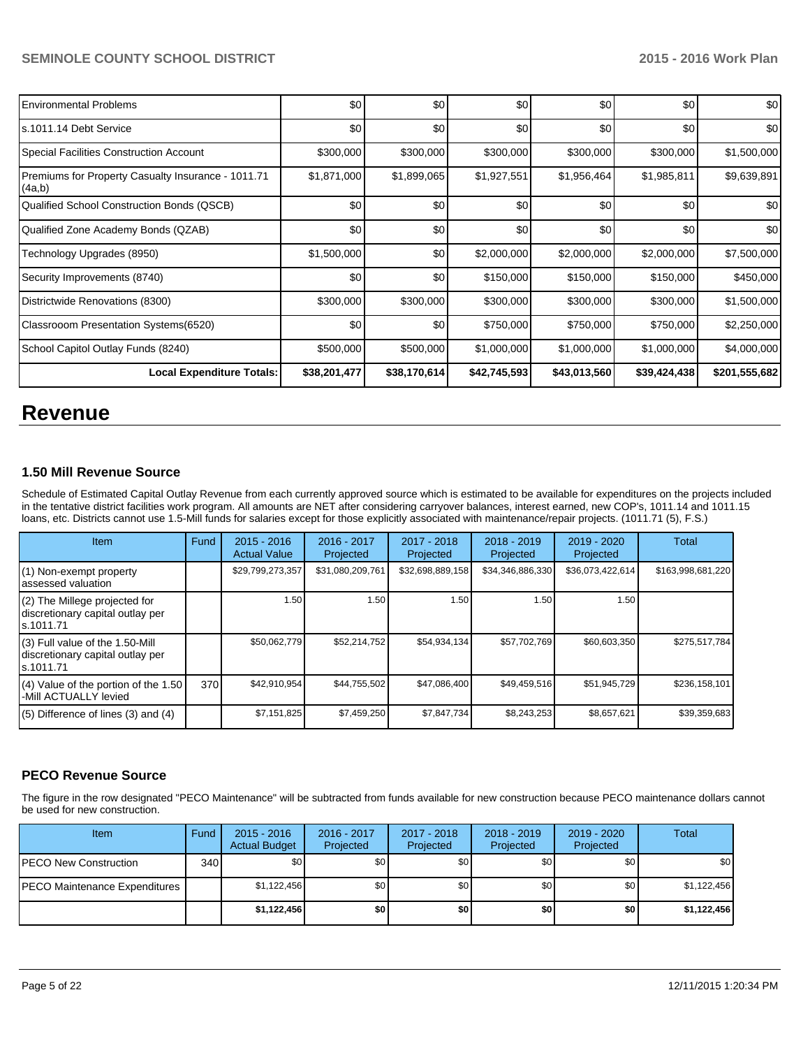| | | | | | | |
|---|---|---|---|---|---|---|
| Environmental Problems | $0 | $0 | $0 | $0 | $0 | $0 |
| s.1011.14 Debt Service | $0 | $0 | $0 | $0 | $0 | $0 |
| Special Facilities Construction Account | $300,000 | $300,000 | $300,000 | $300,000 | $300,000 | $1,500,000 |
| Premiums for Property Casualty Insurance - 1011.71 (4a,b) | $1,871,000 | $1,899,065 | $1,927,551 | $1,956,464 | $1,985,811 | $9,639,891 |
| Qualified School Construction Bonds (QSCB) | $0 | $0 | $0 | $0 | $0 | $0 |
| Qualified Zone Academy Bonds (QZAB) | $0 | $0 | $0 | $0 | $0 | $0 |
| Technology Upgrades (8950) | $1,500,000 | $0 | $2,000,000 | $2,000,000 | $2,000,000 | $7,500,000 |
| Security Improvements (8740) | $0 | $0 | $150,000 | $150,000 | $150,000 | $450,000 |
| Districtwide Renovations (8300) | $300,000 | $300,000 | $300,000 | $300,000 | $300,000 | $1,500,000 |
| Classrooom Presentation Systems(6520) | $0 | $0 | $750,000 | $750,000 | $750,000 | $2,250,000 |
| School Capitol Outlay Funds (8240) | $500,000 | $500,000 | $1,000,000 | $1,000,000 | $1,000,000 | $4,000,000 |
| **Local Expenditure Totals:** | **$38,201,477** | **$38,170,614** | **$42,745,593** | **$43,013,560** | **$39,424,438** | **$201,555,682** |

# Revenue

### 1.50 Mill Revenue Source

Schedule of Estimated Capital Outlay Revenue from each currently approved source which is estimated to be available for expenditures on the projects included in the tentative district facilities work program. All amounts are NET after considering carryover balances, interest earned, new COP's, 1011.14 and 1011.15 loans, etc. Districts cannot use 1.5-Mill funds for salaries except for those explicitly associated with maintenance/repair projects. (1011.71 (5), F.S.)

| Item | Fund | 2015 - 2016 Actual Value | 2016 - 2017 Projected | 2017 - 2018 Projected | 2018 - 2019 Projected | 2019 - 2020 Projected | Total |
|---|---|---|---|---|---|---|---|
| (1) Non-exempt property assessed valuation | | $29,799,273,357 | $31,080,209,761 | $32,698,889,158 | $34,346,886,330 | $36,073,422,614 | $163,998,681,220 |
| (2) The Millege projected for discretionary capital outlay per s.1011.71 | | 1.50 | 1.50 | 1.50 | 1.50 | 1.50 | |
| (3) Full value of the 1.50-Mill discretionary capital outlay per s.1011.71 | | $50,062,779 | $52,214,752 | $54,934,134 | $57,702,769 | $60,603,350 | $275,517,784 |
| (4) Value of the portion of the 1.50 -Mill ACTUALLY levied | 370 | $42,910,954 | $44,755,502 | $47,086,400 | $49,459,516 | $51,945,729 | $236,158,101 |
| (5) Difference of lines (3) and (4) | | $7,151,825 | $7,459,250 | $7,847,734 | $8,243,253 | $8,657,621 | $39,359,683 |

### PECO Revenue Source

The figure in the row designated "PECO Maintenance" will be subtracted from funds available for new construction because PECO maintenance dollars cannot be used for new construction.

| Item | Fund | 2015 - 2016 Actual Budget | 2016 - 2017 Projected | 2017 - 2018 Projected | 2018 - 2019 Projected | 2019 - 2020 Projected | Total |
|---|---|---|---|---|---|---|---|
| PECO New Construction | 340 | $0 | $0 | $0 | $0 | $0 | $0 |
| PECO Maintenance Expenditures | | $1,122,456 | $0 | $0 | $0 | $0 | $1,122,456 |
| | | **$1,122,456** | **$0** | **$0** | **$0** | **$0** | **$1,122,456** |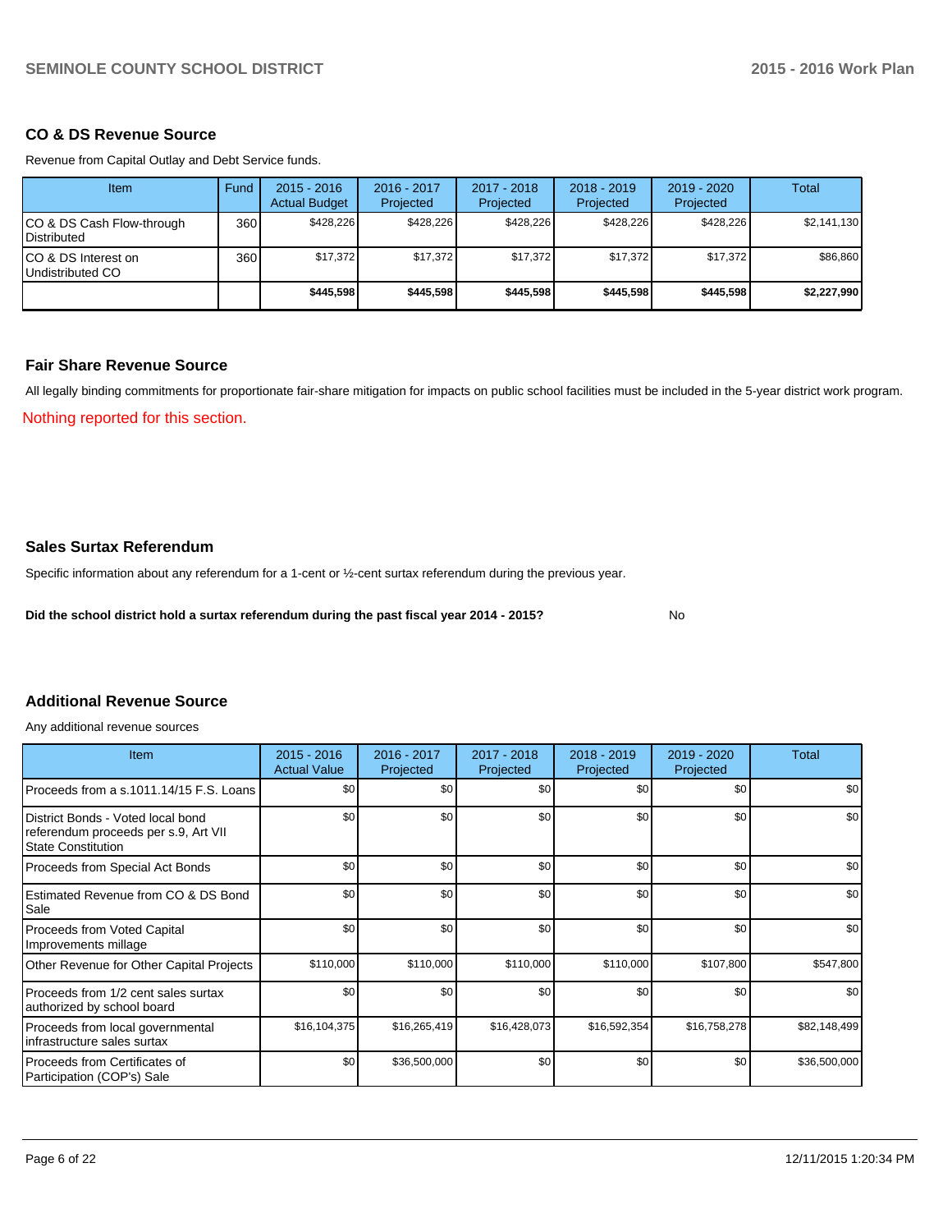## CO & DS Revenue Source

Revenue from Capital Outlay and Debt Service funds.

| Item | Fund | 2015 - 2016 Actual Budget | 2016 - 2017 Projected | 2017 - 2018 Projected | 2018 - 2019 Projected | 2019 - 2020 Projected | Total |
|---|---|---|---|---|---|---|---|
| CO & DS Cash Flow-through Distributed | 360 | $428,226 | $428,226 | $428,226 | $428,226 | $428,226 | $2,141,130 |
| CO & DS Interest on Undistributed CO | 360 | $17,372 | $17,372 | $17,372 | $17,372 | $17,372 | $86,860 |
| | | **$445,598** | **$445,598** | **$445,598** | **$445,598** | **$445,598** | **$2,227,990** |

## Fair Share Revenue Source

All legally binding commitments for proportionate fair-share mitigation for impacts on public school facilities must be included in the 5-year district work program.

Nothing reported for this section.

## Sales Surtax Referendum

Specific information about any referendum for a 1-cent or ½-cent surtax referendum during the previous year.

**Did the school district hold a surtax referendum during the past fiscal year 2014 - 2015?** No

## Additional Revenue Source

Any additional revenue sources

| Item | 2015 - 2016 Actual Value | 2016 - 2017 Projected | 2017 - 2018 Projected | 2018 - 2019 Projected | 2019 - 2020 Projected | Total |
|---|---|---|---|---|---|---|
| Proceeds from a s.1011.14/15 F.S. Loans | $0 | $0 | $0 | $0 | $0 | $0 |
| District Bonds - Voted local bond referendum proceeds per s.9, Art VII State Constitution | $0 | $0 | $0 | $0 | $0 | $0 |
| Proceeds from Special Act Bonds | $0 | $0 | $0 | $0 | $0 | $0 |
| Estimated Revenue from CO & DS Bond Sale | $0 | $0 | $0 | $0 | $0 | $0 |
| Proceeds from Voted Capital Improvements millage | $0 | $0 | $0 | $0 | $0 | $0 |
| Other Revenue for Other Capital Projects | $110,000 | $110,000 | $110,000 | $110,000 | $107,800 | $547,800 |
| Proceeds from 1/2 cent sales surtax authorized by school board | $0 | $0 | $0 | $0 | $0 | $0 |
| Proceeds from local governmental infrastructure sales surtax | $16,104,375 | $16,265,419 | $16,428,073 | $16,592,354 | $16,758,278 | $82,148,499 |
| Proceeds from Certificates of Participation (COP's) Sale | $0 | $36,500,000 | $0 | $0 | $0 | $36,500,000 |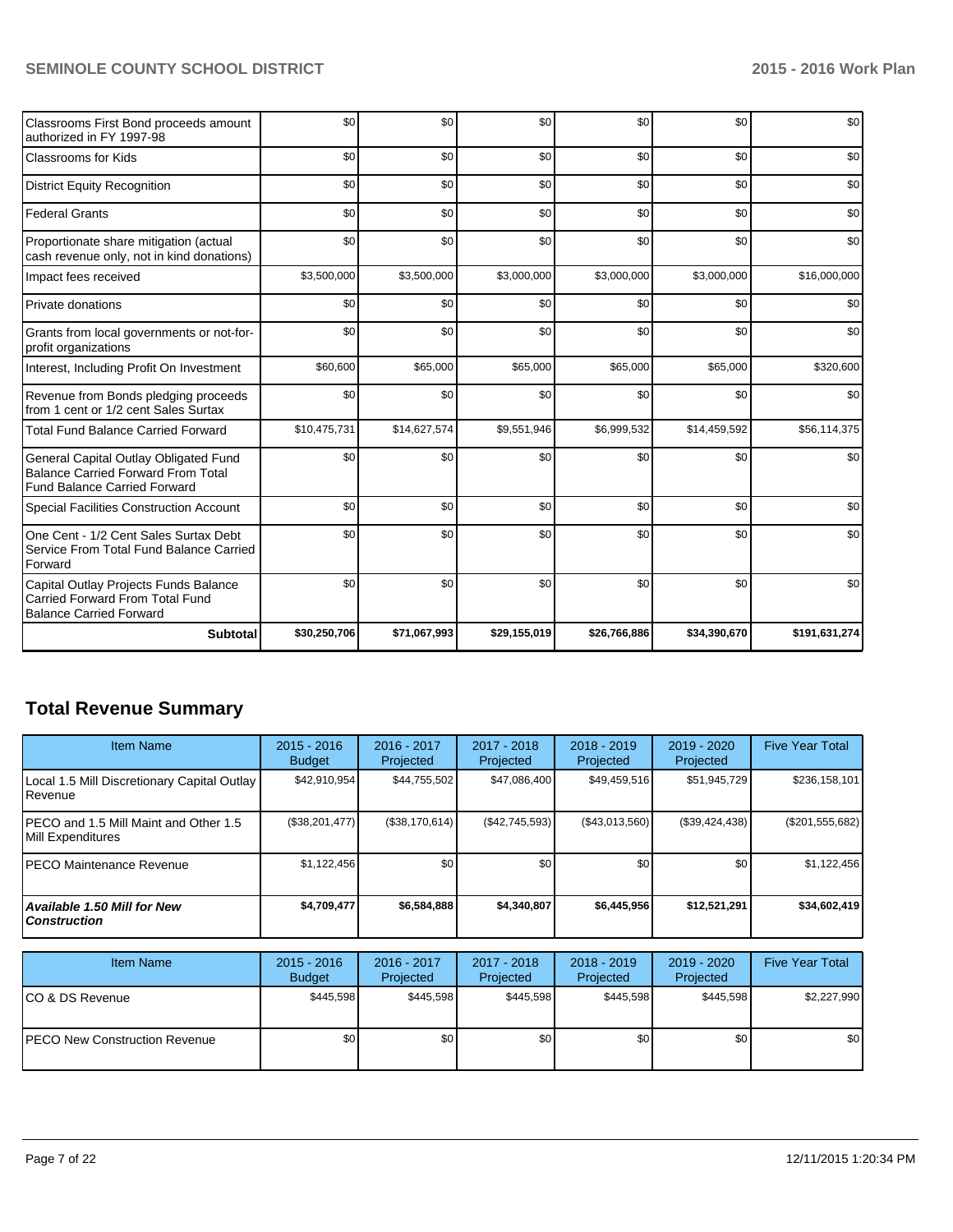| | | | | | | |
|---|---|---|---|---|---|---|
| Classrooms First Bond proceeds amount authorized in FY 1997-98 | $0 | $0 | $0 | $0 | $0 | $0 |
| Classrooms for Kids | $0 | $0 | $0 | $0 | $0 | $0 |
| District Equity Recognition | $0 | $0 | $0 | $0 | $0 | $0 |
| Federal Grants | $0 | $0 | $0 | $0 | $0 | $0 |
| Proportionate share mitigation (actual cash revenue only, not in kind donations) | $0 | $0 | $0 | $0 | $0 | $0 |
| Impact fees received | $3,500,000 | $3,500,000 | $3,000,000 | $3,000,000 | $3,000,000 | $16,000,000 |
| Private donations | $0 | $0 | $0 | $0 | $0 | $0 |
| Grants from local governments or not-for-profit organizations | $0 | $0 | $0 | $0 | $0 | $0 |
| Interest, Including Profit On Investment | $60,600 | $65,000 | $65,000 | $65,000 | $65,000 | $320,600 |
| Revenue from Bonds pledging proceeds from 1 cent or 1/2 cent Sales Surtax | $0 | $0 | $0 | $0 | $0 | $0 |
| Total Fund Balance Carried Forward | $10,475,731 | $14,627,574 | $9,551,946 | $6,999,532 | $14,459,592 | $56,114,375 |
| General Capital Outlay Obligated Fund Balance Carried Forward From Total Fund Balance Carried Forward | $0 | $0 | $0 | $0 | $0 | $0 |
| Special Facilities Construction Account | $0 | $0 | $0 | $0 | $0 | $0 |
| One Cent - 1/2 Cent Sales Surtax Debt Service From Total Fund Balance Carried Forward | $0 | $0 | $0 | $0 | $0 | $0 |
| Capital Outlay Projects Funds Balance Carried Forward From Total Fund Balance Carried Forward | $0 | $0 | $0 | $0 | $0 | $0 |
| **Subtotal** | **$30,250,706** | **$71,067,993** | **$29,155,019** | **$26,766,886** | **$34,390,670** | **$191,631,274** |

## Total Revenue Summary

| Item Name | 2015 - 2016 Budget | 2016 - 2017 Projected | 2017 - 2018 Projected | 2018 - 2019 Projected | 2019 - 2020 Projected | Five Year Total |
|---|---|---|---|---|---|---|
| Local 1.5 Mill Discretionary Capital Outlay Revenue | $42,910,954 | $44,755,502 | $47,086,400 | $49,459,516 | $51,945,729 | $236,158,101 |
| PECO and 1.5 Mill Maint and Other 1.5 Mill Expenditures | ($38,201,477) | ($38,170,614) | ($42,745,593) | ($43,013,560) | ($39,424,438) | ($201,555,682) |
| PECO Maintenance Revenue | $1,122,456 | $0 | $0 | $0 | $0 | $1,122,456 |
| ***Available 1.50 Mill for New Construction*** | **$4,709,477** | **$6,584,888** | **$4,340,807** | **$6,445,956** | **$12,521,291** | **$34,602,419** |

| Item Name | 2015 - 2016 Budget | 2016 - 2017 Projected | 2017 - 2018 Projected | 2018 - 2019 Projected | 2019 - 2020 Projected | Five Year Total |
|---|---|---|---|---|---|---|
| CO & DS Revenue | $445,598 | $445,598 | $445,598 | $445,598 | $445,598 | $2,227,990 |
| PECO New Construction Revenue | $0 | $0 | $0 | $0 | $0 | $0 |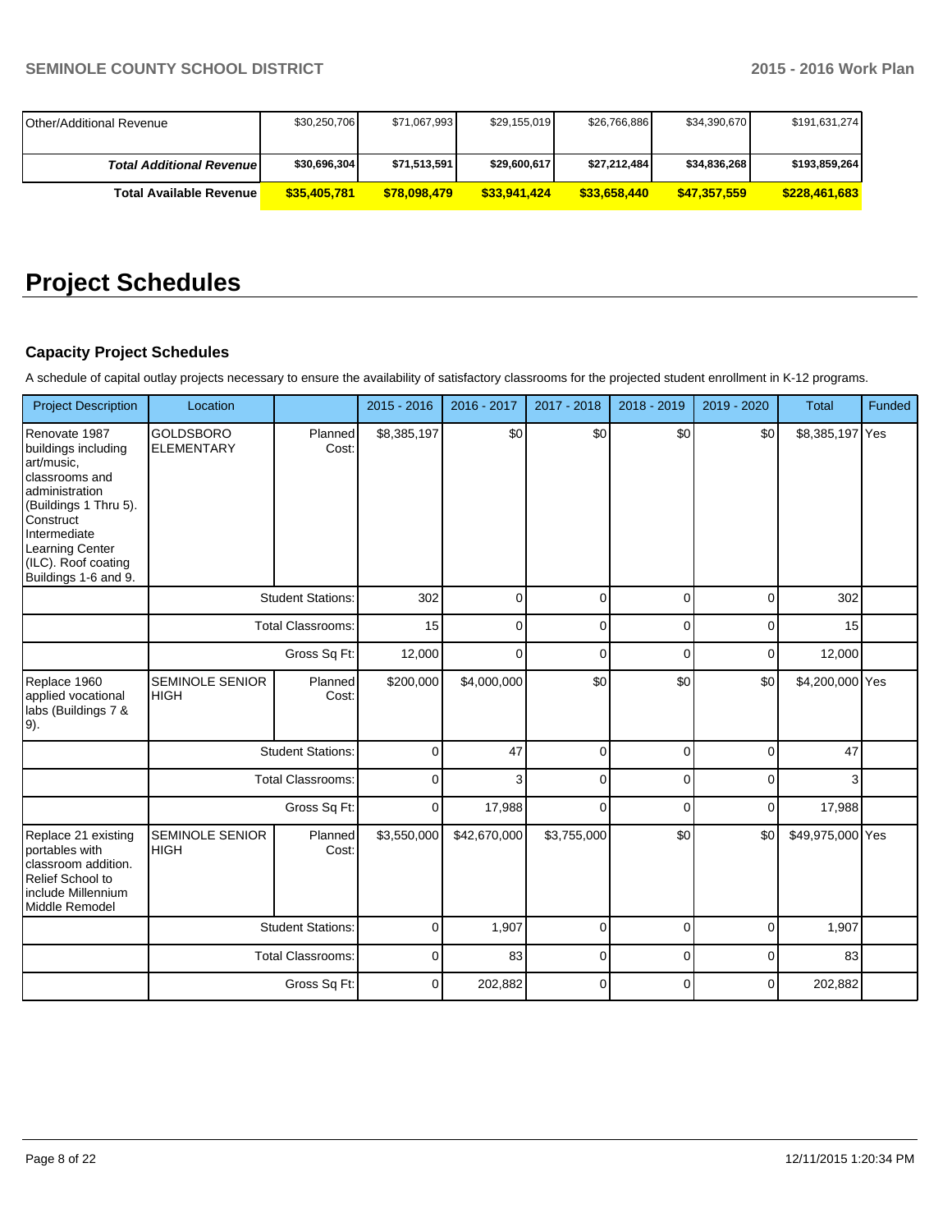| | 2015 - 2016 | 2016 - 2017 | 2017 - 2018 | 2018 - 2019 | 2019 - 2020 | Total |
|---|---|---|---|---|---|---|
| Other/Additional Revenue | $30,250,706 | $71,067,993 | $29,155,019 | $26,766,886 | $34,390,670 | $191,631,274 |
| ***Total Additional Revenue*** | **$30,696,304** | **$71,513,591** | **$29,600,617** | **$27,212,484** | **$34,836,268** | **$193,859,264** |
| **Total Available Revenue** | **$35,405,781** | **$78,098,479** | **$33,941,424** | **$33,658,440** | **$47,357,559** | **$228,461,683** |

# Project Schedules

### Capacity Project Schedules

A schedule of capital outlay projects necessary to ensure the availability of satisfactory classrooms for the projected student enrollment in K-12 programs.

| Project Description | Location | | 2015 - 2016 | 2016 - 2017 | 2017 - 2018 | 2018 - 2019 | 2019 - 2020 | Total | Funded |
|---|---|---|---|---|---|---|---|---|---|
| Renovate 1987 buildings including art/music, classrooms and administration (Buildings 1 Thru 5). Construct Intermediate Learning Center (ILC). Roof coating Buildings 1-6 and 9. | GOLDSBORO ELEMENTARY | Planned Cost: | $8,385,197 | $0 | $0 | $0 | $0 | $8,385,197 | Yes |
| | | Student Stations: | 302 | 0 | 0 | 0 | 0 | 302 | |
| | | Total Classrooms: | 15 | 0 | 0 | 0 | 0 | 15 | |
| | | Gross Sq Ft: | 12,000 | 0 | 0 | 0 | 0 | 12,000 | |
| Replace 1960 applied vocational labs (Buildings 7 & 9). | SEMINOLE SENIOR HIGH | Planned Cost: | $200,000 | $4,000,000 | $0 | $0 | $0 | $4,200,000 | Yes |
| | | Student Stations: | 0 | 47 | 0 | 0 | 0 | 47 | |
| | | Total Classrooms: | 0 | 3 | 0 | 0 | 0 | 3 | |
| | | Gross Sq Ft: | 0 | 17,988 | 0 | 0 | 0 | 17,988 | |
| Replace 21 existing portables with classroom addition. Relief School to include Millennium Middle Remodel | SEMINOLE SENIOR HIGH | Planned Cost: | $3,550,000 | $42,670,000 | $3,755,000 | $0 | $0 | $49,975,000 | Yes |
| | | Student Stations: | 0 | 1,907 | 0 | 0 | 0 | 1,907 | |
| | | Total Classrooms: | 0 | 83 | 0 | 0 | 0 | 83 | |
| | | Gross Sq Ft: | 0 | 202,882 | 0 | 0 | 0 | 202,882 | |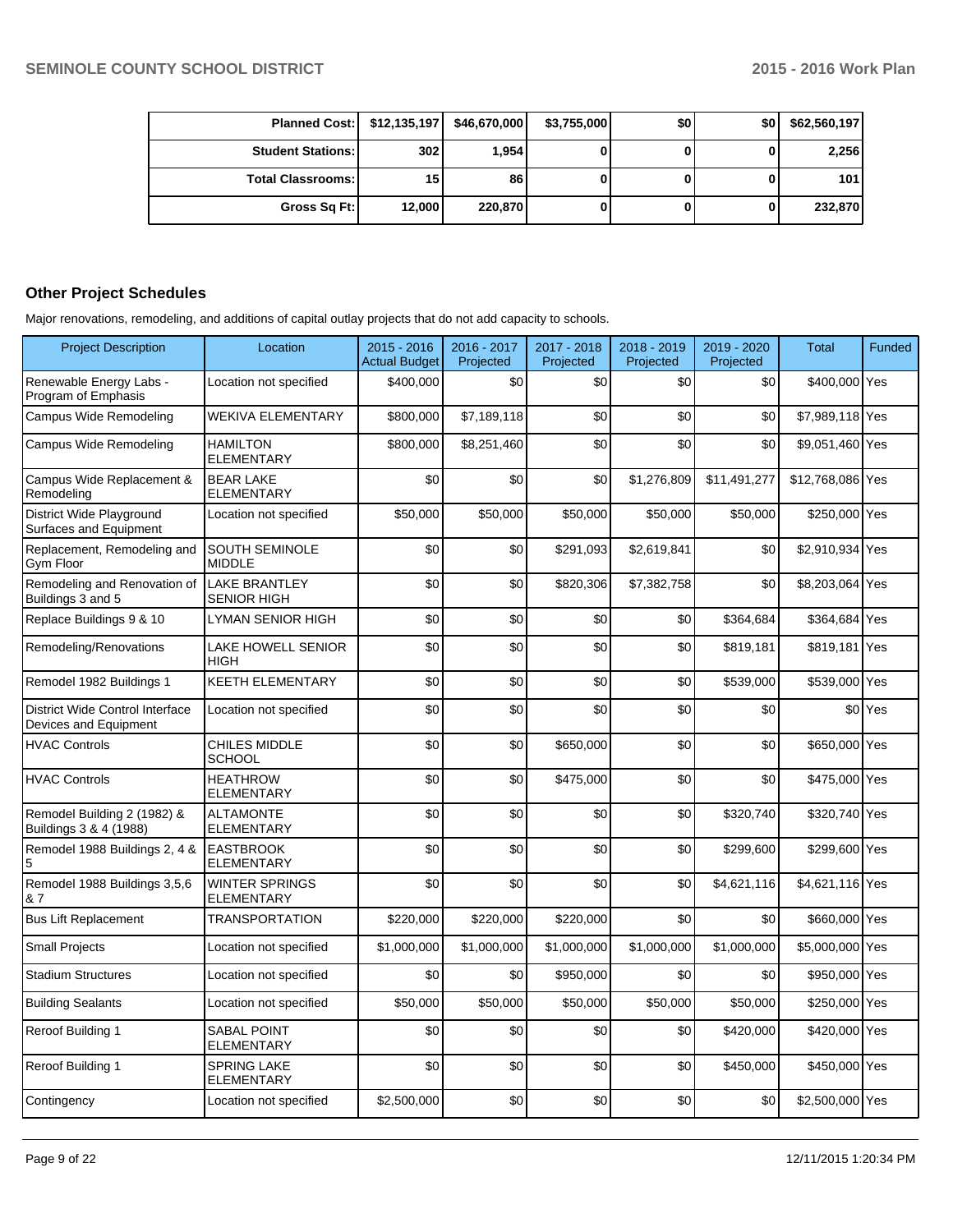| | | | | | | |
|---|---|---|---|---|---|---|
| **Planned Cost:** | $12,135,197 | $46,670,000 | $3,755,000 | $0 | $0 | $62,560,197 |
| **Student Stations:** | 302 | 1,954 | 0 | 0 | 0 | 2,256 |
| **Total Classrooms:** | 15 | 86 | 0 | 0 | 0 | 101 |
| **Gross Sq Ft:** | 12,000 | 220,870 | 0 | 0 | 0 | 232,870 |

## Other Project Schedules

Major renovations, remodeling, and additions of capital outlay projects that do not add capacity to schools.

| Project Description | Location | 2015 - 2016 Actual Budget | 2016 - 2017 Projected | 2017 - 2018 Projected | 2018 - 2019 Projected | 2019 - 2020 Projected | Total | Funded |
|---|---|---|---|---|---|---|---|---|
| Renewable Energy Labs - Program of Emphasis | Location not specified | $400,000 | $0 | $0 | $0 | $0 | $400,000 | Yes |
| Campus Wide Remodeling | WEKIVA ELEMENTARY | $800,000 | $7,189,118 | $0 | $0 | $0 | $7,989,118 | Yes |
| Campus Wide Remodeling | HAMILTON ELEMENTARY | $800,000 | $8,251,460 | $0 | $0 | $0 | $9,051,460 | Yes |
| Campus Wide Replacement & Remodeling | BEAR LAKE ELEMENTARY | $0 | $0 | $0 | $1,276,809 | $11,491,277 | $12,768,086 | Yes |
| District Wide Playground Surfaces and Equipment | Location not specified | $50,000 | $50,000 | $50,000 | $50,000 | $50,000 | $250,000 | Yes |
| Replacement, Remodeling and Gym Floor | SOUTH SEMINOLE MIDDLE | $0 | $0 | $291,093 | $2,619,841 | $0 | $2,910,934 | Yes |
| Remodeling and Renovation of Buildings 3 and 5 | LAKE BRANTLEY SENIOR HIGH | $0 | $0 | $820,306 | $7,382,758 | $0 | $8,203,064 | Yes |
| Replace Buildings 9 & 10 | LYMAN SENIOR HIGH | $0 | $0 | $0 | $0 | $364,684 | $364,684 | Yes |
| Remodeling/Renovations | LAKE HOWELL SENIOR HIGH | $0 | $0 | $0 | $0 | $819,181 | $819,181 | Yes |
| Remodel 1982 Buildings 1 | KEETH ELEMENTARY | $0 | $0 | $0 | $0 | $539,000 | $539,000 | Yes |
| District Wide Control Interface Devices and Equipment | Location not specified | $0 | $0 | $0 | $0 | $0 | $0 | Yes |
| HVAC Controls | CHILES MIDDLE SCHOOL | $0 | $0 | $650,000 | $0 | $0 | $650,000 | Yes |
| HVAC Controls | HEATHROW ELEMENTARY | $0 | $0 | $475,000 | $0 | $0 | $475,000 | Yes |
| Remodel Building 2 (1982) & Buildings 3 & 4 (1988) | ALTAMONTE ELEMENTARY | $0 | $0 | $0 | $0 | $320,740 | $320,740 | Yes |
| Remodel 1988 Buildings 2, 4 & 5 | EASTBROOK ELEMENTARY | $0 | $0 | $0 | $0 | $299,600 | $299,600 | Yes |
| Remodel 1988 Buildings 3,5,6 & 7 | WINTER SPRINGS ELEMENTARY | $0 | $0 | $0 | $0 | $4,621,116 | $4,621,116 | Yes |
| Bus Lift Replacement | TRANSPORTATION | $220,000 | $220,000 | $220,000 | $0 | $0 | $660,000 | Yes |
| Small Projects | Location not specified | $1,000,000 | $1,000,000 | $1,000,000 | $1,000,000 | $1,000,000 | $5,000,000 | Yes |
| Stadium Structures | Location not specified | $0 | $0 | $950,000 | $0 | $0 | $950,000 | Yes |
| Building Sealants | Location not specified | $50,000 | $50,000 | $50,000 | $50,000 | $50,000 | $250,000 | Yes |
| Reroof Building 1 | SABAL POINT ELEMENTARY | $0 | $0 | $0 | $0 | $420,000 | $420,000 | Yes |
| Reroof Building 1 | SPRING LAKE ELEMENTARY | $0 | $0 | $0 | $0 | $450,000 | $450,000 | Yes |
| Contingency | Location not specified | $2,500,000 | $0 | $0 | $0 | $0 | $2,500,000 | Yes |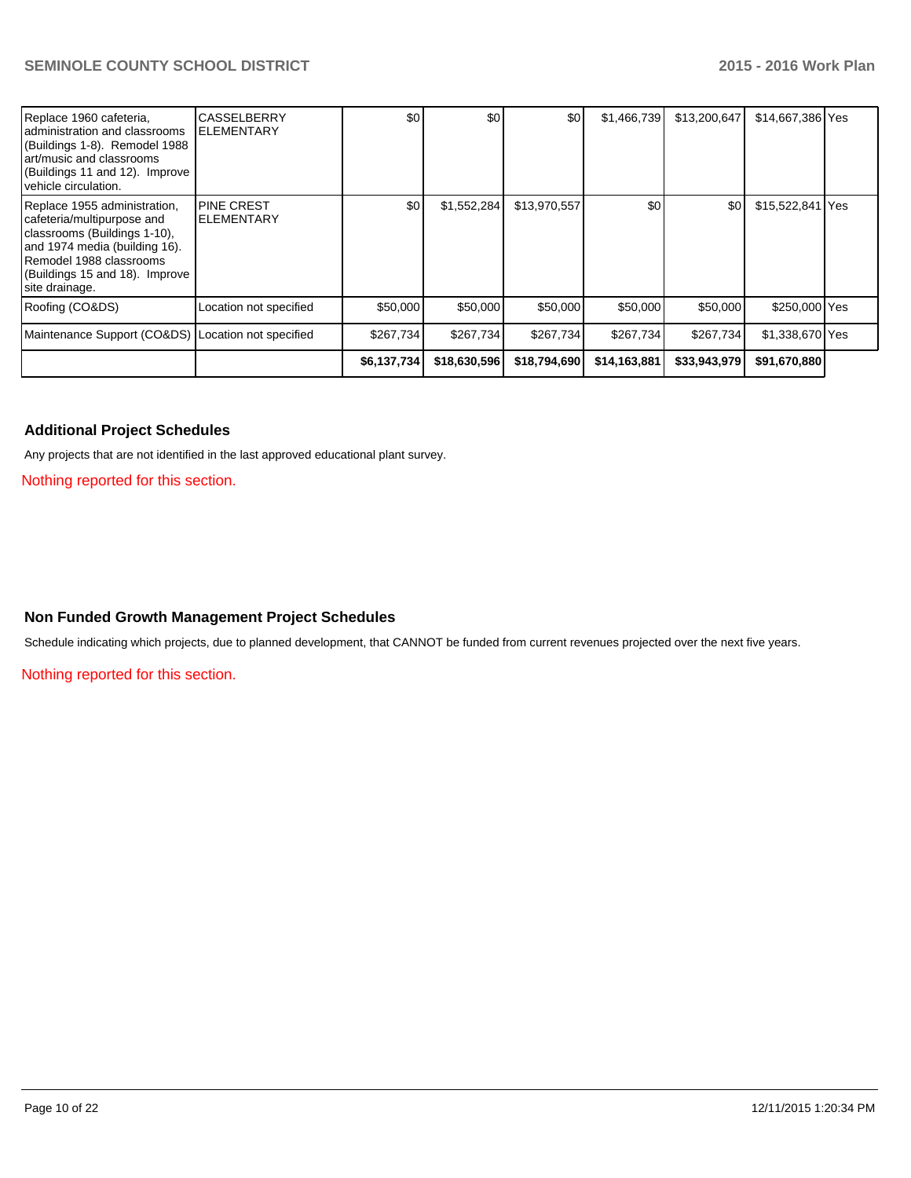| | | | | | | | | |
|---|---|---|---|---|---|---|---|---|
| Replace 1960 cafeteria, administration and classrooms (Buildings 1-8). Remodel 1988 art/music and classrooms (Buildings 11 and 12). Improve vehicle circulation. | CASSELBERRY ELEMENTARY | $0 | $0 | $0 | $1,466,739 | $13,200,647 | $14,667,386 | Yes |
| Replace 1955 administration, cafeteria/multipurpose and classrooms (Buildings 1-10), and 1974 media (building 16). Remodel 1988 classrooms (Buildings 15 and 18). Improve site drainage. | PINE CREST ELEMENTARY | $0 | $1,552,284 | $13,970,557 | $0 | $0 | $15,522,841 | Yes |
| Roofing (CO&DS) | Location not specified | $50,000 | $50,000 | $50,000 | $50,000 | $50,000 | $250,000 | Yes |
| Maintenance Support (CO&DS) | Location not specified | $267,734 | $267,734 | $267,734 | $267,734 | $267,734 | $1,338,670 | Yes |
| | | **$6,137,734** | **$18,630,596** | **$18,794,690** | **$14,163,881** | **$33,943,979** | **$91,670,880** | |

### Additional Project Schedules

Any projects that are not identified in the last approved educational plant survey.

Nothing reported for this section.

### Non Funded Growth Management Project Schedules

Schedule indicating which projects, due to planned development, that CANNOT be funded from current revenues projected over the next five years.

Nothing reported for this section.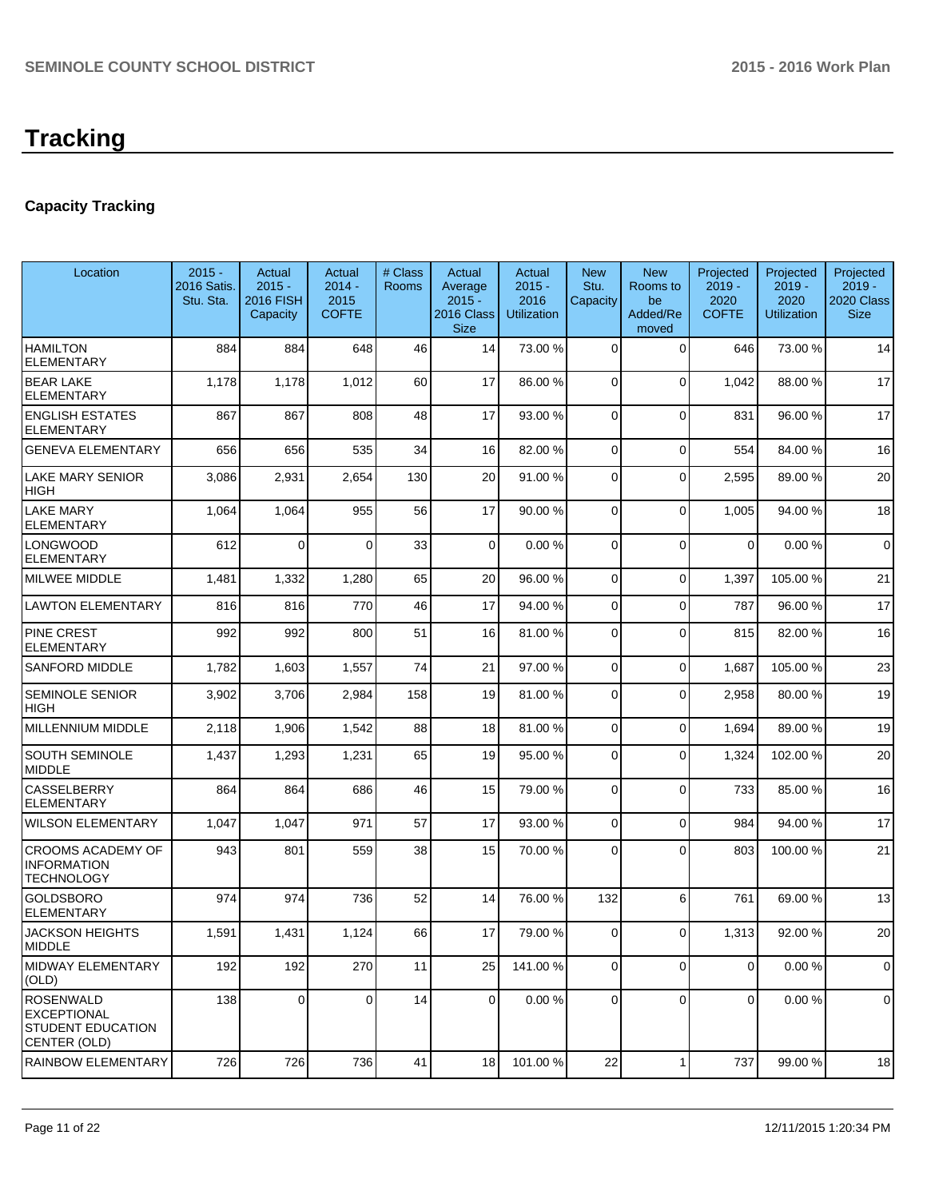# Tracking

### Capacity Tracking

| Location | 2015 - 2016 Satis. Stu. Sta. | Actual 2015 - 2016 FISH Capacity | Actual 2014 - 2015 COFTE | # Class Rooms | Actual Average 2015 - 2016 Class Size | Actual 2015 - 2016 Utilization | New Stu. Capacity | New Rooms to be Added/Removed | Projected 2019 - 2020 COFTE | Projected 2019 - 2020 Utilization | Projected 2019 - 2020 Class Size |
|---|---|---|---|---|---|---|---|---|---|---|---|
| HAMILTON ELEMENTARY | 884 | 884 | 648 | 46 | 14 | 73.00 % | 0 | 0 | 646 | 73.00 % | 14 |
| BEAR LAKE ELEMENTARY | 1,178 | 1,178 | 1,012 | 60 | 17 | 86.00 % | 0 | 0 | 1,042 | 88.00 % | 17 |
| ENGLISH ESTATES ELEMENTARY | 867 | 867 | 808 | 48 | 17 | 93.00 % | 0 | 0 | 831 | 96.00 % | 17 |
| GENEVA ELEMENTARY | 656 | 656 | 535 | 34 | 16 | 82.00 % | 0 | 0 | 554 | 84.00 % | 16 |
| LAKE MARY SENIOR HIGH | 3,086 | 2,931 | 2,654 | 130 | 20 | 91.00 % | 0 | 0 | 2,595 | 89.00 % | 20 |
| LAKE MARY ELEMENTARY | 1,064 | 1,064 | 955 | 56 | 17 | 90.00 % | 0 | 0 | 1,005 | 94.00 % | 18 |
| LONGWOOD ELEMENTARY | 612 | 0 | 0 | 33 | 0 | 0.00 % | 0 | 0 | 0 | 0.00 % | 0 |
| MILWEE MIDDLE | 1,481 | 1,332 | 1,280 | 65 | 20 | 96.00 % | 0 | 0 | 1,397 | 105.00 % | 21 |
| LAWTON ELEMENTARY | 816 | 816 | 770 | 46 | 17 | 94.00 % | 0 | 0 | 787 | 96.00 % | 17 |
| PINE CREST ELEMENTARY | 992 | 992 | 800 | 51 | 16 | 81.00 % | 0 | 0 | 815 | 82.00 % | 16 |
| SANFORD MIDDLE | 1,782 | 1,603 | 1,557 | 74 | 21 | 97.00 % | 0 | 0 | 1,687 | 105.00 % | 23 |
| SEMINOLE SENIOR HIGH | 3,902 | 3,706 | 2,984 | 158 | 19 | 81.00 % | 0 | 0 | 2,958 | 80.00 % | 19 |
| MILLENNIUM MIDDLE | 2,118 | 1,906 | 1,542 | 88 | 18 | 81.00 % | 0 | 0 | 1,694 | 89.00 % | 19 |
| SOUTH SEMINOLE MIDDLE | 1,437 | 1,293 | 1,231 | 65 | 19 | 95.00 % | 0 | 0 | 1,324 | 102.00 % | 20 |
| CASSELBERRY ELEMENTARY | 864 | 864 | 686 | 46 | 15 | 79.00 % | 0 | 0 | 733 | 85.00 % | 16 |
| WILSON ELEMENTARY | 1,047 | 1,047 | 971 | 57 | 17 | 93.00 % | 0 | 0 | 984 | 94.00 % | 17 |
| CROOMS ACADEMY OF INFORMATION TECHNOLOGY | 943 | 801 | 559 | 38 | 15 | 70.00 % | 0 | 0 | 803 | 100.00 % | 21 |
| GOLDSBORO ELEMENTARY | 974 | 974 | 736 | 52 | 14 | 76.00 % | 132 | 6 | 761 | 69.00 % | 13 |
| JACKSON HEIGHTS MIDDLE | 1,591 | 1,431 | 1,124 | 66 | 17 | 79.00 % | 0 | 0 | 1,313 | 92.00 % | 20 |
| MIDWAY ELEMENTARY (OLD) | 192 | 192 | 270 | 11 | 25 | 141.00 % | 0 | 0 | 0 | 0.00 % | 0 |
| ROSENWALD EXCEPTIONAL STUDENT EDUCATION CENTER (OLD) | 138 | 0 | 0 | 14 | 0 | 0.00 % | 0 | 0 | 0 | 0.00 % | 0 |
| RAINBOW ELEMENTARY | 726 | 726 | 736 | 41 | 18 | 101.00 % | 22 | 1 | 737 | 99.00 % | 18 |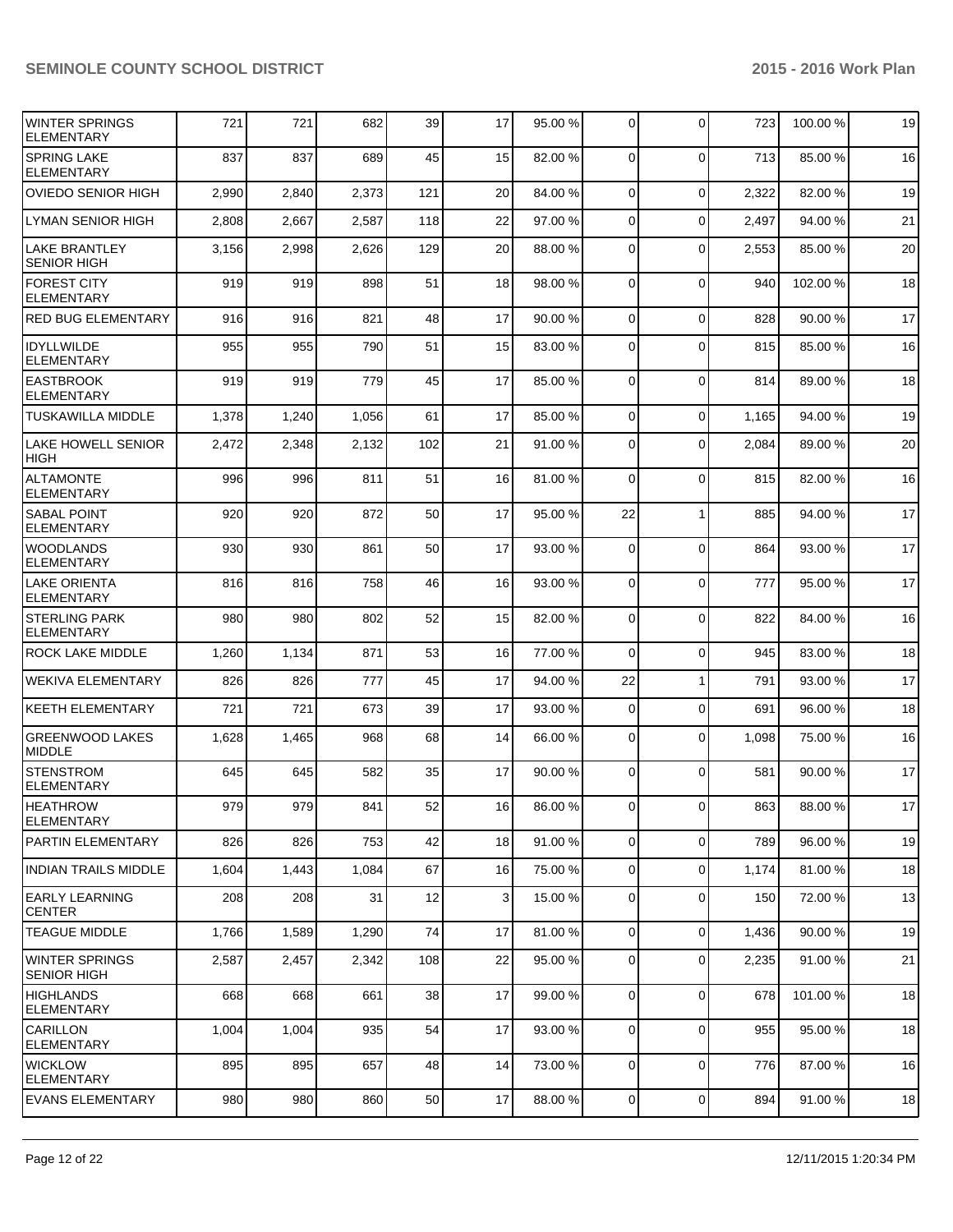| | | | | | | | | | | |
|---|---|---|---|---|---|---|---|---|---|---|
| WINTER SPRINGS ELEMENTARY | 721 | 721 | 682 | 39 | 17 | 95.00 % | 0 | 0 | 723 | 100.00 % | 19 |
| SPRING LAKE ELEMENTARY | 837 | 837 | 689 | 45 | 15 | 82.00 % | 0 | 0 | 713 | 85.00 % | 16 |
| OVIEDO SENIOR HIGH | 2,990 | 2,840 | 2,373 | 121 | 20 | 84.00 % | 0 | 0 | 2,322 | 82.00 % | 19 |
| LYMAN SENIOR HIGH | 2,808 | 2,667 | 2,587 | 118 | 22 | 97.00 % | 0 | 0 | 2,497 | 94.00 % | 21 |
| LAKE BRANTLEY SENIOR HIGH | 3,156 | 2,998 | 2,626 | 129 | 20 | 88.00 % | 0 | 0 | 2,553 | 85.00 % | 20 |
| FOREST CITY ELEMENTARY | 919 | 919 | 898 | 51 | 18 | 98.00 % | 0 | 0 | 940 | 102.00 % | 18 |
| RED BUG ELEMENTARY | 916 | 916 | 821 | 48 | 17 | 90.00 % | 0 | 0 | 828 | 90.00 % | 17 |
| IDYLLWILDE ELEMENTARY | 955 | 955 | 790 | 51 | 15 | 83.00 % | 0 | 0 | 815 | 85.00 % | 16 |
| EASTBROOK ELEMENTARY | 919 | 919 | 779 | 45 | 17 | 85.00 % | 0 | 0 | 814 | 89.00 % | 18 |
| TUSKAWILLA MIDDLE | 1,378 | 1,240 | 1,056 | 61 | 17 | 85.00 % | 0 | 0 | 1,165 | 94.00 % | 19 |
| LAKE HOWELL SENIOR HIGH | 2,472 | 2,348 | 2,132 | 102 | 21 | 91.00 % | 0 | 0 | 2,084 | 89.00 % | 20 |
| ALTAMONTE ELEMENTARY | 996 | 996 | 811 | 51 | 16 | 81.00 % | 0 | 0 | 815 | 82.00 % | 16 |
| SABAL POINT ELEMENTARY | 920 | 920 | 872 | 50 | 17 | 95.00 % | 22 | 1 | 885 | 94.00 % | 17 |
| WOODLANDS ELEMENTARY | 930 | 930 | 861 | 50 | 17 | 93.00 % | 0 | 0 | 864 | 93.00 % | 17 |
| LAKE ORIENTA ELEMENTARY | 816 | 816 | 758 | 46 | 16 | 93.00 % | 0 | 0 | 777 | 95.00 % | 17 |
| STERLING PARK ELEMENTARY | 980 | 980 | 802 | 52 | 15 | 82.00 % | 0 | 0 | 822 | 84.00 % | 16 |
| ROCK LAKE MIDDLE | 1,260 | 1,134 | 871 | 53 | 16 | 77.00 % | 0 | 0 | 945 | 83.00 % | 18 |
| WEKIVA ELEMENTARY | 826 | 826 | 777 | 45 | 17 | 94.00 % | 22 | 1 | 791 | 93.00 % | 17 |
| KEETH ELEMENTARY | 721 | 721 | 673 | 39 | 17 | 93.00 % | 0 | 0 | 691 | 96.00 % | 18 |
| GREENWOOD LAKES MIDDLE | 1,628 | 1,465 | 968 | 68 | 14 | 66.00 % | 0 | 0 | 1,098 | 75.00 % | 16 |
| STENSTROM ELEMENTARY | 645 | 645 | 582 | 35 | 17 | 90.00 % | 0 | 0 | 581 | 90.00 % | 17 |
| HEATHROW ELEMENTARY | 979 | 979 | 841 | 52 | 16 | 86.00 % | 0 | 0 | 863 | 88.00 % | 17 |
| PARTIN ELEMENTARY | 826 | 826 | 753 | 42 | 18 | 91.00 % | 0 | 0 | 789 | 96.00 % | 19 |
| INDIAN TRAILS MIDDLE | 1,604 | 1,443 | 1,084 | 67 | 16 | 75.00 % | 0 | 0 | 1,174 | 81.00 % | 18 |
| EARLY LEARNING CENTER | 208 | 208 | 31 | 12 | 3 | 15.00 % | 0 | 0 | 150 | 72.00 % | 13 |
| TEAGUE MIDDLE | 1,766 | 1,589 | 1,290 | 74 | 17 | 81.00 % | 0 | 0 | 1,436 | 90.00 % | 19 |
| WINTER SPRINGS SENIOR HIGH | 2,587 | 2,457 | 2,342 | 108 | 22 | 95.00 % | 0 | 0 | 2,235 | 91.00 % | 21 |
| HIGHLANDS ELEMENTARY | 668 | 668 | 661 | 38 | 17 | 99.00 % | 0 | 0 | 678 | 101.00 % | 18 |
| CARILLON ELEMENTARY | 1,004 | 1,004 | 935 | 54 | 17 | 93.00 % | 0 | 0 | 955 | 95.00 % | 18 |
| WICKLOW ELEMENTARY | 895 | 895 | 657 | 48 | 14 | 73.00 % | 0 | 0 | 776 | 87.00 % | 16 |
| EVANS ELEMENTARY | 980 | 980 | 860 | 50 | 17 | 88.00 % | 0 | 0 | 894 | 91.00 % | 18 |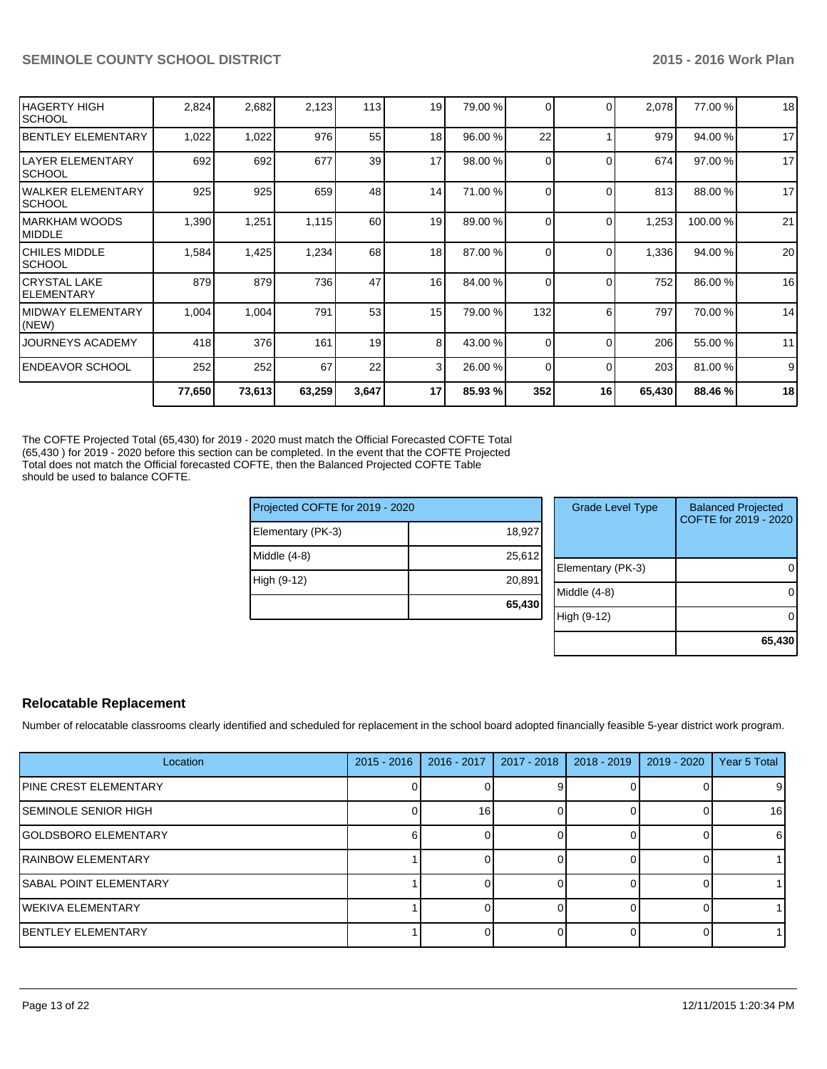| | | | | | | | | | | |
|---|---|---|---|---|---|---|---|---|---|---|
| HAGERTY HIGH SCHOOL | 2,824 | 2,682 | 2,123 | 113 | 19 | 79.00 % | 0 | 0 | 2,078 | 77.00 % | 18 |
| BENTLEY ELEMENTARY | 1,022 | 1,022 | 976 | 55 | 18 | 96.00 % | 22 | 1 | 979 | 94.00 % | 17 |
| LAYER ELEMENTARY SCHOOL | 692 | 692 | 677 | 39 | 17 | 98.00 % | 0 | 0 | 674 | 97.00 % | 17 |
| WALKER ELEMENTARY SCHOOL | 925 | 925 | 659 | 48 | 14 | 71.00 % | 0 | 0 | 813 | 88.00 % | 17 |
| MARKHAM WOODS MIDDLE | 1,390 | 1,251 | 1,115 | 60 | 19 | 89.00 % | 0 | 0 | 1,253 | 100.00 % | 21 |
| CHILES MIDDLE SCHOOL | 1,584 | 1,425 | 1,234 | 68 | 18 | 87.00 % | 0 | 0 | 1,336 | 94.00 % | 20 |
| CRYSTAL LAKE ELEMENTARY | 879 | 879 | 736 | 47 | 16 | 84.00 % | 0 | 0 | 752 | 86.00 % | 16 |
| MIDWAY ELEMENTARY (NEW) | 1,004 | 1,004 | 791 | 53 | 15 | 79.00 % | 132 | 6 | 797 | 70.00 % | 14 |
| JOURNEYS ACADEMY | 418 | 376 | 161 | 19 | 8 | 43.00 % | 0 | 0 | 206 | 55.00 % | 11 |
| ENDEAVOR SCHOOL | 252 | 252 | 67 | 22 | 3 | 26.00 % | 0 | 0 | 203 | 81.00 % | 9 |
| | **77,650** | **73,613** | **63,259** | **3,647** | **17** | **85.93 %** | **352** | **16** | **65,430** | **88.46 %** | **18** |

The COFTE Projected Total (65,430) for 2019 - 2020 must match the Official Forecasted COFTE Total (65,430 ) for 2019 - 2020 before this section can be completed. In the event that the COFTE Projected Total does not match the Official forecasted COFTE, then the Balanced Projected COFTE Table should be used to balance COFTE.

| Projected COFTE for 2019 - 2020 | |
|---|---|
| Elementary (PK-3) | 18,927 |
| Middle (4-8) | 25,612 |
| High (9-12) | 20,891 |
| | **65,430** |

| Grade Level Type | Balanced Projected COFTE for 2019 - 2020 |
|---|---|
| Elementary (PK-3) | 0 |
| Middle (4-8) | 0 |
| High (9-12) | 0 |
| | **65,430** |

## Relocatable Replacement

Number of relocatable classrooms clearly identified and scheduled for replacement in the school board adopted financially feasible 5-year district work program.

| Location | 2015 - 2016 | 2016 - 2017 | 2017 - 2018 | 2018 - 2019 | 2019 - 2020 | Year 5 Total |
|---|---|---|---|---|---|---|
| PINE CREST ELEMENTARY | 0 | 0 | 9 | 0 | 0 | 9 |
| SEMINOLE SENIOR HIGH | 0 | 16 | 0 | 0 | 0 | 16 |
| GOLDSBORO ELEMENTARY | 6 | 0 | 0 | 0 | 0 | 6 |
| RAINBOW ELEMENTARY | 1 | 0 | 0 | 0 | 0 | 1 |
| SABAL POINT ELEMENTARY | 1 | 0 | 0 | 0 | 0 | 1 |
| WEKIVA ELEMENTARY | 1 | 0 | 0 | 0 | 0 | 1 |
| BENTLEY ELEMENTARY | 1 | 0 | 0 | 0 | 0 | 1 |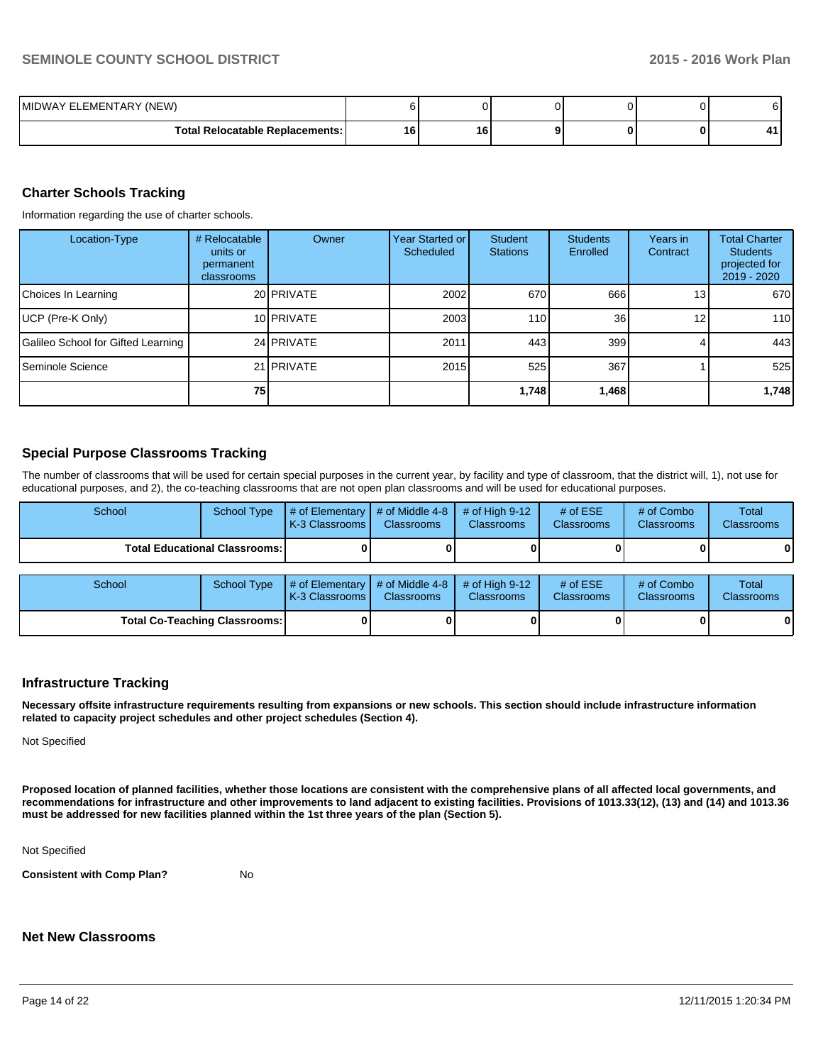| | | | | | | |
|---|---|---|---|---|---|---|
| MIDWAY ELEMENTARY (NEW) | 6 | 0 | 0 | 0 | 0 | 6 |
| **Total Relocatable Replacements:** | **16** | **16** | **9** | **0** | **0** | **41** |

## Charter Schools Tracking

Information regarding the use of charter schools.

| Location-Type | # Relocatable units or permanent classrooms | Owner | Year Started or Scheduled | Student Stations | Students Enrolled | Years in Contract | Total Charter Students projected for 2019 - 2020 |
|---|---|---|---|---|---|---|---|
| Choices In Learning | 20 | PRIVATE | 2002 | 670 | 666 | 13 | 670 |
| UCP (Pre-K Only) | 10 | PRIVATE | 2003 | 110 | 36 | 12 | 110 |
| Galileo School for Gifted Learning | 24 | PRIVATE | 2011 | 443 | 399 | 4 | 443 |
| Seminole Science | 21 | PRIVATE | 2015 | 525 | 367 | 1 | 525 |
| | **75** | | | **1,748** | **1,468** | | **1,748** |

## Special Purpose Classrooms Tracking

The number of classrooms that will be used for certain special purposes in the current year, by facility and type of classroom, that the district will, 1), not use for educational purposes, and 2), the co-teaching classrooms that are not open plan classrooms and will be used for educational purposes.

| School | School Type | # of Elementary K-3 Classrooms | # of Middle 4-8 Classrooms | # of High 9-12 Classrooms | # of ESE Classrooms | # of Combo Classrooms | Total Classrooms |
|---|---|---|---|---|---|---|---|
| **Total Educational Classrooms:** | | **0** | **0** | **0** | **0** | **0** | **0** |

| School | School Type | # of Elementary K-3 Classrooms | # of Middle 4-8 Classrooms | # of High 9-12 Classrooms | # of ESE Classrooms | # of Combo Classrooms | Total Classrooms |
|---|---|---|---|---|---|---|---|
| **Total Co-Teaching Classrooms:** | | **0** | **0** | **0** | **0** | **0** | **0** |

## Infrastructure Tracking

**Necessary offsite infrastructure requirements resulting from expansions or new schools. This section should include infrastructure information related to capacity project schedules and other project schedules (Section 4).**

Not Specified

**Proposed location of planned facilities, whether those locations are consistent with the comprehensive plans of all affected local governments, and recommendations for infrastructure and other improvements to land adjacent to existing facilities. Provisions of 1013.33(12), (13) and (14) and 1013.36 must be addressed for new facilities planned within the 1st three years of the plan (Section 5).**

Not Specified

**Consistent with Comp Plan?** No

## Net New Classrooms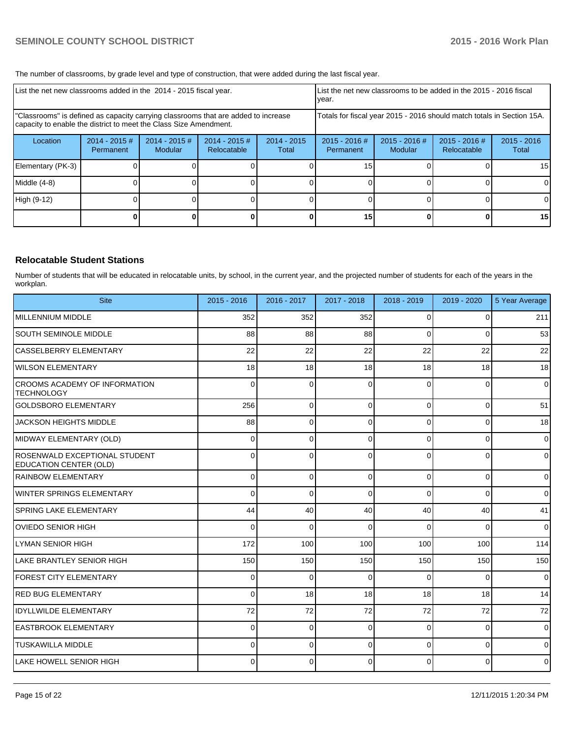The number of classrooms, by grade level and type of construction, that were added during the last fiscal year.

| List the net new classrooms added in the 2014 - 2015 fiscal year. | | | | | List the net new classrooms to be added in the 2015 - 2016 fiscal year. | | | |
|---|---|---|---|---|---|---|---|---|
| "Classrooms" is defined as capacity carrying classrooms that are added to increase capacity to enable the district to meet the Class Size Amendment. | | | | | Totals for fiscal year 2015 - 2016 should match totals in Section 15A. | | | |
| Location | 2014 - 2015 # Permanent | 2014 - 2015 # Modular | 2014 - 2015 # Relocatable | 2014 - 2015 Total | 2015 - 2016 # Permanent | 2015 - 2016 # Modular | 2015 - 2016 # Relocatable | 2015 - 2016 Total |
| Elementary (PK-3) | 0 | 0 | 0 | 0 | 15 | 0 | 0 | 15 |
| Middle (4-8) | 0 | 0 | 0 | 0 | 0 | 0 | 0 | 0 |
| High (9-12) | 0 | 0 | 0 | 0 | 0 | 0 | 0 | 0 |
| | **0** | **0** | **0** | **0** | **15** | **0** | **0** | **15** |

## Relocatable Student Stations

Number of students that will be educated in relocatable units, by school, in the current year, and the projected number of students for each of the years in the workplan.

| Site | 2015 - 2016 | 2016 - 2017 | 2017 - 2018 | 2018 - 2019 | 2019 - 2020 | 5 Year Average |
|---|---|---|---|---|---|---|
| MILLENNIUM MIDDLE | 352 | 352 | 352 | 0 | 0 | 211 |
| SOUTH SEMINOLE MIDDLE | 88 | 88 | 88 | 0 | 0 | 53 |
| CASSELBERRY ELEMENTARY | 22 | 22 | 22 | 22 | 22 | 22 |
| WILSON ELEMENTARY | 18 | 18 | 18 | 18 | 18 | 18 |
| CROOMS ACADEMY OF INFORMATION TECHNOLOGY | 0 | 0 | 0 | 0 | 0 | 0 |
| GOLDSBORO ELEMENTARY | 256 | 0 | 0 | 0 | 0 | 51 |
| JACKSON HEIGHTS MIDDLE | 88 | 0 | 0 | 0 | 0 | 18 |
| MIDWAY ELEMENTARY (OLD) | 0 | 0 | 0 | 0 | 0 | 0 |
| ROSENWALD EXCEPTIONAL STUDENT EDUCATION CENTER (OLD) | 0 | 0 | 0 | 0 | 0 | 0 |
| RAINBOW ELEMENTARY | 0 | 0 | 0 | 0 | 0 | 0 |
| WINTER SPRINGS ELEMENTARY | 0 | 0 | 0 | 0 | 0 | 0 |
| SPRING LAKE ELEMENTARY | 44 | 40 | 40 | 40 | 40 | 41 |
| OVIEDO SENIOR HIGH | 0 | 0 | 0 | 0 | 0 | 0 |
| LYMAN SENIOR HIGH | 172 | 100 | 100 | 100 | 100 | 114 |
| LAKE BRANTLEY SENIOR HIGH | 150 | 150 | 150 | 150 | 150 | 150 |
| FOREST CITY ELEMENTARY | 0 | 0 | 0 | 0 | 0 | 0 |
| RED BUG ELEMENTARY | 0 | 18 | 18 | 18 | 18 | 14 |
| IDYLLWILDE ELEMENTARY | 72 | 72 | 72 | 72 | 72 | 72 |
| EASTBROOK ELEMENTARY | 0 | 0 | 0 | 0 | 0 | 0 |
| TUSKAWILLA MIDDLE | 0 | 0 | 0 | 0 | 0 | 0 |
| LAKE HOWELL SENIOR HIGH | 0 | 0 | 0 | 0 | 0 | 0 |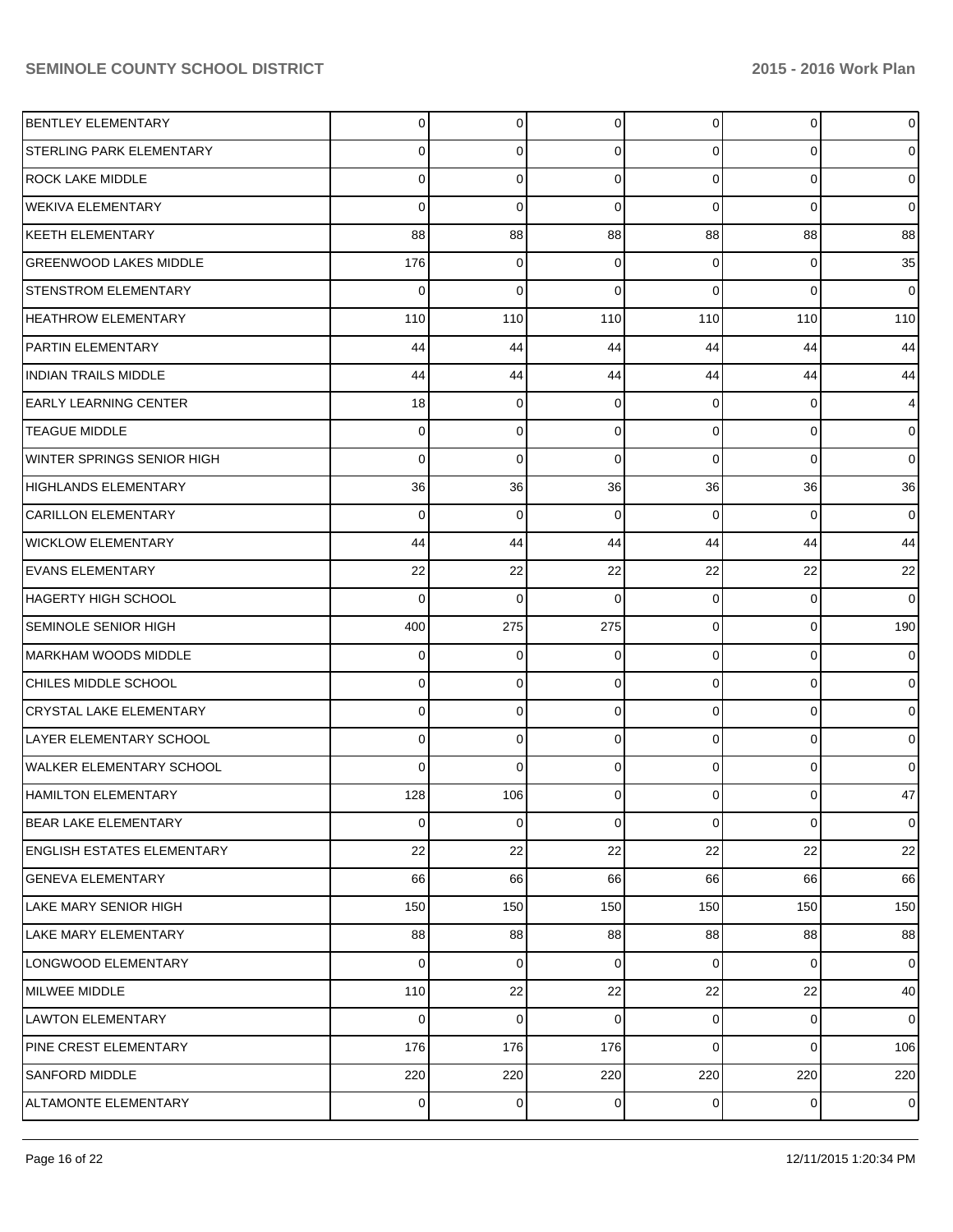| | | | | | | |
|---|---|---|---|---|---|---|
| BENTLEY ELEMENTARY | 0 | 0 | 0 | 0 | 0 | 0 |
| STERLING PARK ELEMENTARY | 0 | 0 | 0 | 0 | 0 | 0 |
| ROCK LAKE MIDDLE | 0 | 0 | 0 | 0 | 0 | 0 |
| WEKIVA ELEMENTARY | 0 | 0 | 0 | 0 | 0 | 0 |
| KEETH ELEMENTARY | 88 | 88 | 88 | 88 | 88 | 88 |
| GREENWOOD LAKES MIDDLE | 176 | 0 | 0 | 0 | 0 | 35 |
| STENSTROM ELEMENTARY | 0 | 0 | 0 | 0 | 0 | 0 |
| HEATHROW ELEMENTARY | 110 | 110 | 110 | 110 | 110 | 110 |
| PARTIN ELEMENTARY | 44 | 44 | 44 | 44 | 44 | 44 |
| INDIAN TRAILS MIDDLE | 44 | 44 | 44 | 44 | 44 | 44 |
| EARLY LEARNING CENTER | 18 | 0 | 0 | 0 | 0 | 4 |
| TEAGUE MIDDLE | 0 | 0 | 0 | 0 | 0 | 0 |
| WINTER SPRINGS SENIOR HIGH | 0 | 0 | 0 | 0 | 0 | 0 |
| HIGHLANDS ELEMENTARY | 36 | 36 | 36 | 36 | 36 | 36 |
| CARILLON ELEMENTARY | 0 | 0 | 0 | 0 | 0 | 0 |
| WICKLOW ELEMENTARY | 44 | 44 | 44 | 44 | 44 | 44 |
| EVANS ELEMENTARY | 22 | 22 | 22 | 22 | 22 | 22 |
| HAGERTY HIGH SCHOOL | 0 | 0 | 0 | 0 | 0 | 0 |
| SEMINOLE SENIOR HIGH | 400 | 275 | 275 | 0 | 0 | 190 |
| MARKHAM WOODS MIDDLE | 0 | 0 | 0 | 0 | 0 | 0 |
| CHILES MIDDLE SCHOOL | 0 | 0 | 0 | 0 | 0 | 0 |
| CRYSTAL LAKE ELEMENTARY | 0 | 0 | 0 | 0 | 0 | 0 |
| LAYER ELEMENTARY SCHOOL | 0 | 0 | 0 | 0 | 0 | 0 |
| WALKER ELEMENTARY SCHOOL | 0 | 0 | 0 | 0 | 0 | 0 |
| HAMILTON ELEMENTARY | 128 | 106 | 0 | 0 | 0 | 47 |
| BEAR LAKE ELEMENTARY | 0 | 0 | 0 | 0 | 0 | 0 |
| ENGLISH ESTATES ELEMENTARY | 22 | 22 | 22 | 22 | 22 | 22 |
| GENEVA ELEMENTARY | 66 | 66 | 66 | 66 | 66 | 66 |
| LAKE MARY SENIOR HIGH | 150 | 150 | 150 | 150 | 150 | 150 |
| LAKE MARY ELEMENTARY | 88 | 88 | 88 | 88 | 88 | 88 |
| LONGWOOD ELEMENTARY | 0 | 0 | 0 | 0 | 0 | 0 |
| MILWEE MIDDLE | 110 | 22 | 22 | 22 | 22 | 40 |
| LAWTON ELEMENTARY | 0 | 0 | 0 | 0 | 0 | 0 |
| PINE CREST ELEMENTARY | 176 | 176 | 176 | 0 | 0 | 106 |
| SANFORD MIDDLE | 220 | 220 | 220 | 220 | 220 | 220 |
| ALTAMONTE ELEMENTARY | 0 | 0 | 0 | 0 | 0 | 0 |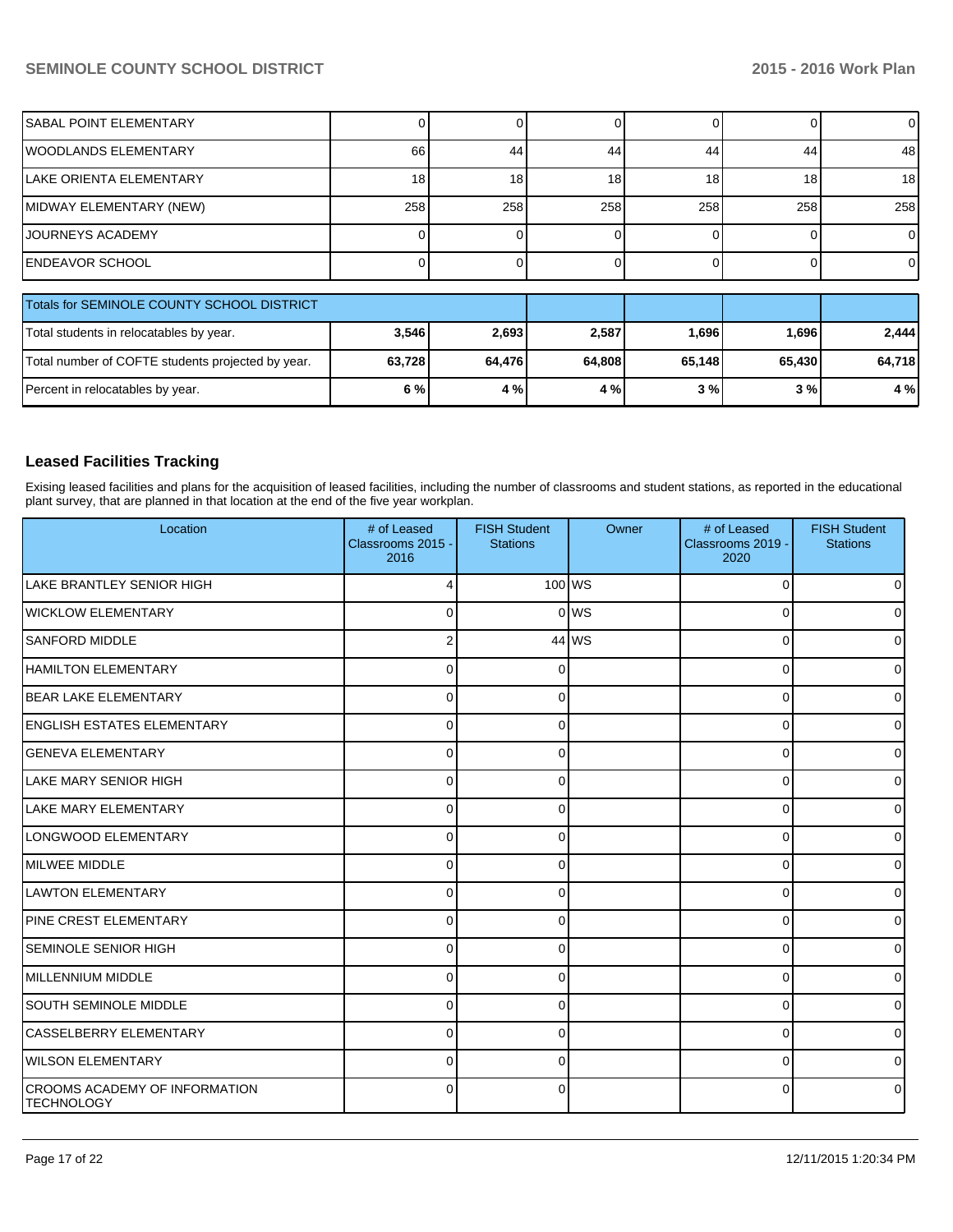| | | | | | | |
|---|---|---|---|---|---|---|
| SABAL POINT ELEMENTARY | 0 | 0 | 0 | 0 | 0 | 0 |
| WOODLANDS ELEMENTARY | 66 | 44 | 44 | 44 | 44 | 48 |
| LAKE ORIENTA ELEMENTARY | 18 | 18 | 18 | 18 | 18 | 18 |
| MIDWAY ELEMENTARY (NEW) | 258 | 258 | 258 | 258 | 258 | 258 |
| JOURNEYS ACADEMY | 0 | 0 | 0 | 0 | 0 | 0 |
| ENDEAVOR SCHOOL | 0 | 0 | 0 | 0 | 0 | 0 |

| Totals for SEMINOLE COUNTY SCHOOL DISTRICT | | | | | | |
|---|---|---|---|---|---|---|
| Total students in relocatables by year. | **3,546** | **2,693** | **2,587** | **1,696** | **1,696** | **2,444** |
| Total number of COFTE students projected by year. | **63,728** | **64,476** | **64,808** | **65,148** | **65,430** | **64,718** |
| Percent in relocatables by year. | **6 %** | **4 %** | **4 %** | **3 %** | **3 %** | **4 %** |

## Leased Facilities Tracking

Exising leased facilities and plans for the acquisition of leased facilities, including the number of classrooms and student stations, as reported in the educational plant survey, that are planned in that location at the end of the five year workplan.

| Location | # of Leased Classrooms 2015 - 2016 | FISH Student Stations | Owner | # of Leased Classrooms 2019 - 2020 | FISH Student Stations |
|---|---|---|---|---|---|
| LAKE BRANTLEY SENIOR HIGH | 4 | 100 | WS | 0 | 0 |
| WICKLOW ELEMENTARY | 0 | 0 | WS | 0 | 0 |
| SANFORD MIDDLE | 2 | 44 | WS | 0 | 0 |
| HAMILTON ELEMENTARY | 0 | 0 | | 0 | 0 |
| BEAR LAKE ELEMENTARY | 0 | 0 | | 0 | 0 |
| ENGLISH ESTATES ELEMENTARY | 0 | 0 | | 0 | 0 |
| GENEVA ELEMENTARY | 0 | 0 | | 0 | 0 |
| LAKE MARY SENIOR HIGH | 0 | 0 | | 0 | 0 |
| LAKE MARY ELEMENTARY | 0 | 0 | | 0 | 0 |
| LONGWOOD ELEMENTARY | 0 | 0 | | 0 | 0 |
| MILWEE MIDDLE | 0 | 0 | | 0 | 0 |
| LAWTON ELEMENTARY | 0 | 0 | | 0 | 0 |
| PINE CREST ELEMENTARY | 0 | 0 | | 0 | 0 |
| SEMINOLE SENIOR HIGH | 0 | 0 | | 0 | 0 |
| MILLENNIUM MIDDLE | 0 | 0 | | 0 | 0 |
| SOUTH SEMINOLE MIDDLE | 0 | 0 | | 0 | 0 |
| CASSELBERRY ELEMENTARY | 0 | 0 | | 0 | 0 |
| WILSON ELEMENTARY | 0 | 0 | | 0 | 0 |
| CROOMS ACADEMY OF INFORMATION TECHNOLOGY | 0 | 0 | | 0 | 0 |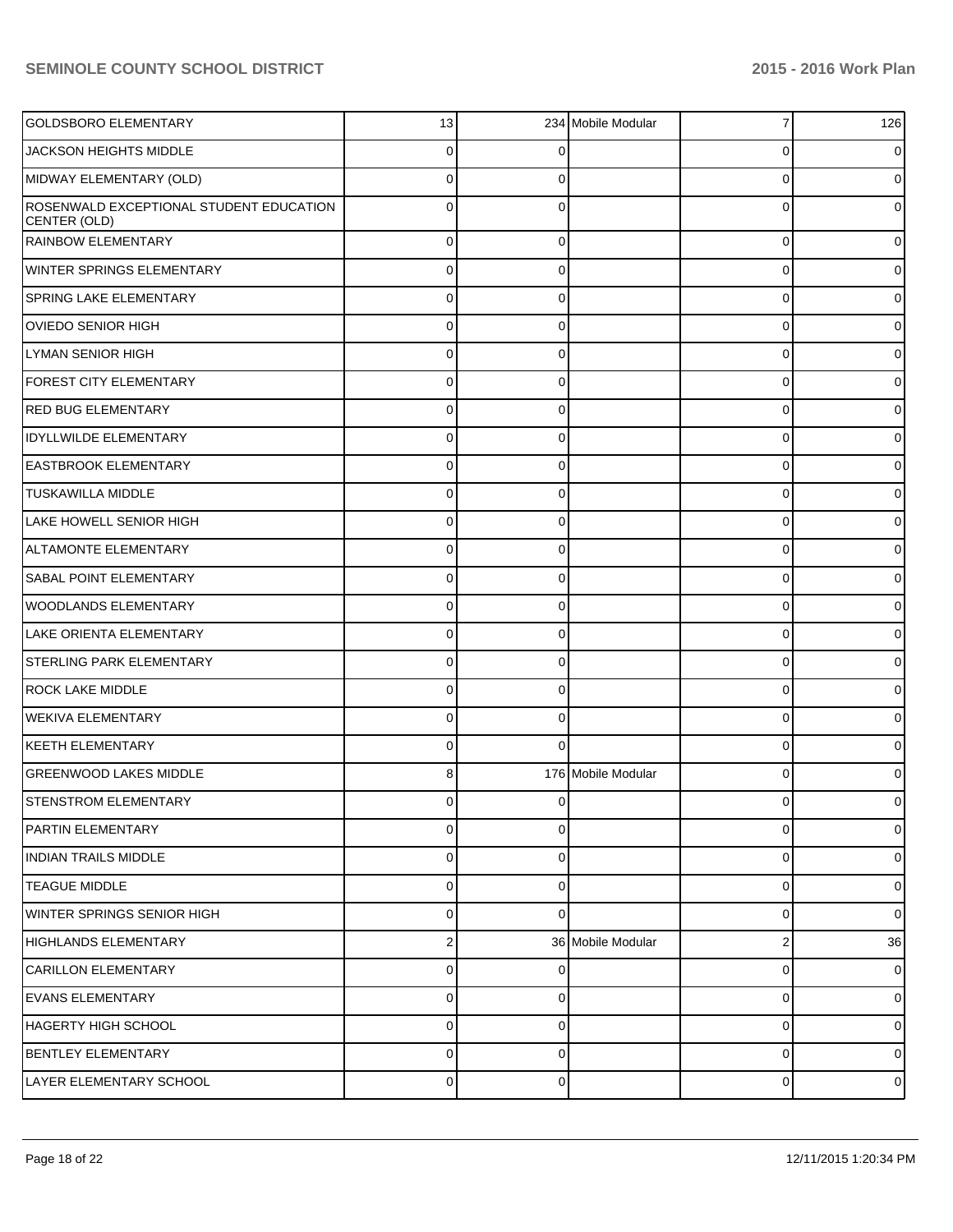| | | | | | |
|---|---|---|---|---|---|
| GOLDSBORO ELEMENTARY | 13 | 234 | Mobile Modular | 7 | 126 |
| JACKSON HEIGHTS MIDDLE | 0 | 0 | | 0 | 0 |
| MIDWAY ELEMENTARY (OLD) | 0 | 0 | | 0 | 0 |
| ROSENWALD EXCEPTIONAL STUDENT EDUCATION CENTER (OLD) | 0 | 0 | | 0 | 0 |
| RAINBOW ELEMENTARY | 0 | 0 | | 0 | 0 |
| WINTER SPRINGS ELEMENTARY | 0 | 0 | | 0 | 0 |
| SPRING LAKE ELEMENTARY | 0 | 0 | | 0 | 0 |
| OVIEDO SENIOR HIGH | 0 | 0 | | 0 | 0 |
| LYMAN SENIOR HIGH | 0 | 0 | | 0 | 0 |
| FOREST CITY ELEMENTARY | 0 | 0 | | 0 | 0 |
| RED BUG ELEMENTARY | 0 | 0 | | 0 | 0 |
| IDYLLWILDE ELEMENTARY | 0 | 0 | | 0 | 0 |
| EASTBROOK ELEMENTARY | 0 | 0 | | 0 | 0 |
| TUSKAWILLA MIDDLE | 0 | 0 | | 0 | 0 |
| LAKE HOWELL SENIOR HIGH | 0 | 0 | | 0 | 0 |
| ALTAMONTE ELEMENTARY | 0 | 0 | | 0 | 0 |
| SABAL POINT ELEMENTARY | 0 | 0 | | 0 | 0 |
| WOODLANDS ELEMENTARY | 0 | 0 | | 0 | 0 |
| LAKE ORIENTA ELEMENTARY | 0 | 0 | | 0 | 0 |
| STERLING PARK ELEMENTARY | 0 | 0 | | 0 | 0 |
| ROCK LAKE MIDDLE | 0 | 0 | | 0 | 0 |
| WEKIVA ELEMENTARY | 0 | 0 | | 0 | 0 |
| KEETH ELEMENTARY | 0 | 0 | | 0 | 0 |
| GREENWOOD LAKES MIDDLE | 8 | 176 | Mobile Modular | 0 | 0 |
| STENSTROM ELEMENTARY | 0 | 0 | | 0 | 0 |
| PARTIN ELEMENTARY | 0 | 0 | | 0 | 0 |
| INDIAN TRAILS MIDDLE | 0 | 0 | | 0 | 0 |
| TEAGUE MIDDLE | 0 | 0 | | 0 | 0 |
| WINTER SPRINGS SENIOR HIGH | 0 | 0 | | 0 | 0 |
| HIGHLANDS ELEMENTARY | 2 | 36 | Mobile Modular | 2 | 36 |
| CARILLON ELEMENTARY | 0 | 0 | | 0 | 0 |
| EVANS ELEMENTARY | 0 | 0 | | 0 | 0 |
| HAGERTY HIGH SCHOOL | 0 | 0 | | 0 | 0 |
| BENTLEY ELEMENTARY | 0 | 0 | | 0 | 0 |
| LAYER ELEMENTARY SCHOOL | 0 | 0 | | 0 | 0 |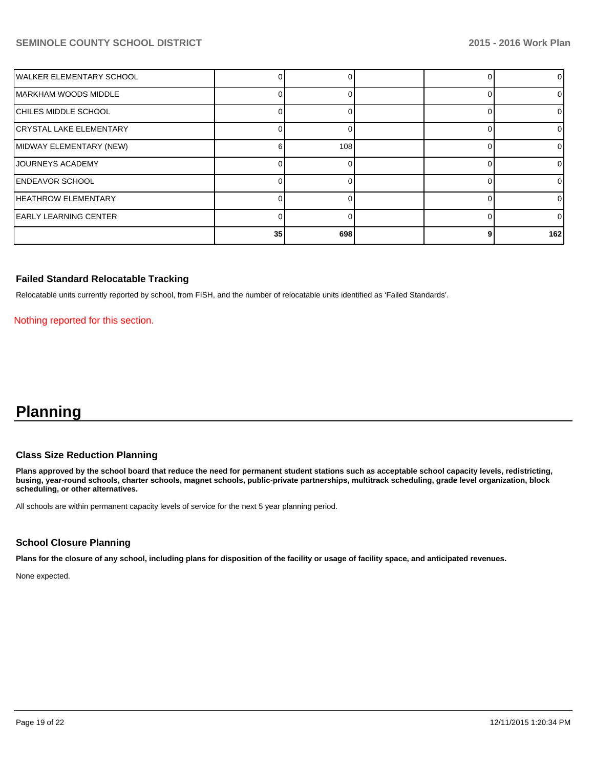| | | | | | |
|---|---|---|---|---|---|
| WALKER ELEMENTARY SCHOOL | 0 | 0 | | 0 | 0 |
| MARKHAM WOODS MIDDLE | 0 | 0 | | 0 | 0 |
| CHILES MIDDLE SCHOOL | 0 | 0 | | 0 | 0 |
| CRYSTAL LAKE ELEMENTARY | 0 | 0 | | 0 | 0 |
| MIDWAY ELEMENTARY (NEW) | 6 | 108 | | 0 | 0 |
| JOURNEYS ACADEMY | 0 | 0 | | 0 | 0 |
| ENDEAVOR SCHOOL | 0 | 0 | | 0 | 0 |
| HEATHROW ELEMENTARY | 0 | 0 | | 0 | 0 |
| EARLY LEARNING CENTER | 0 | 0 | | 0 | 0 |
| | **35** | **698** | | **9** | **162** |

### Failed Standard Relocatable Tracking

Relocatable units currently reported by school, from FISH, and the number of relocatable units identified as 'Failed Standards'.

Nothing reported for this section.

# Planning

### Class Size Reduction Planning

**Plans approved by the school board that reduce the need for permanent student stations such as acceptable school capacity levels, redistricting, busing, year-round schools, charter schools, magnet schools, public-private partnerships, multitrack scheduling, grade level organization, block scheduling, or other alternatives.**

All schools are within permanent capacity levels of service for the next 5 year planning period.

### School Closure Planning

**Plans for the closure of any school, including plans for disposition of the facility or usage of facility space, and anticipated revenues.**

None expected.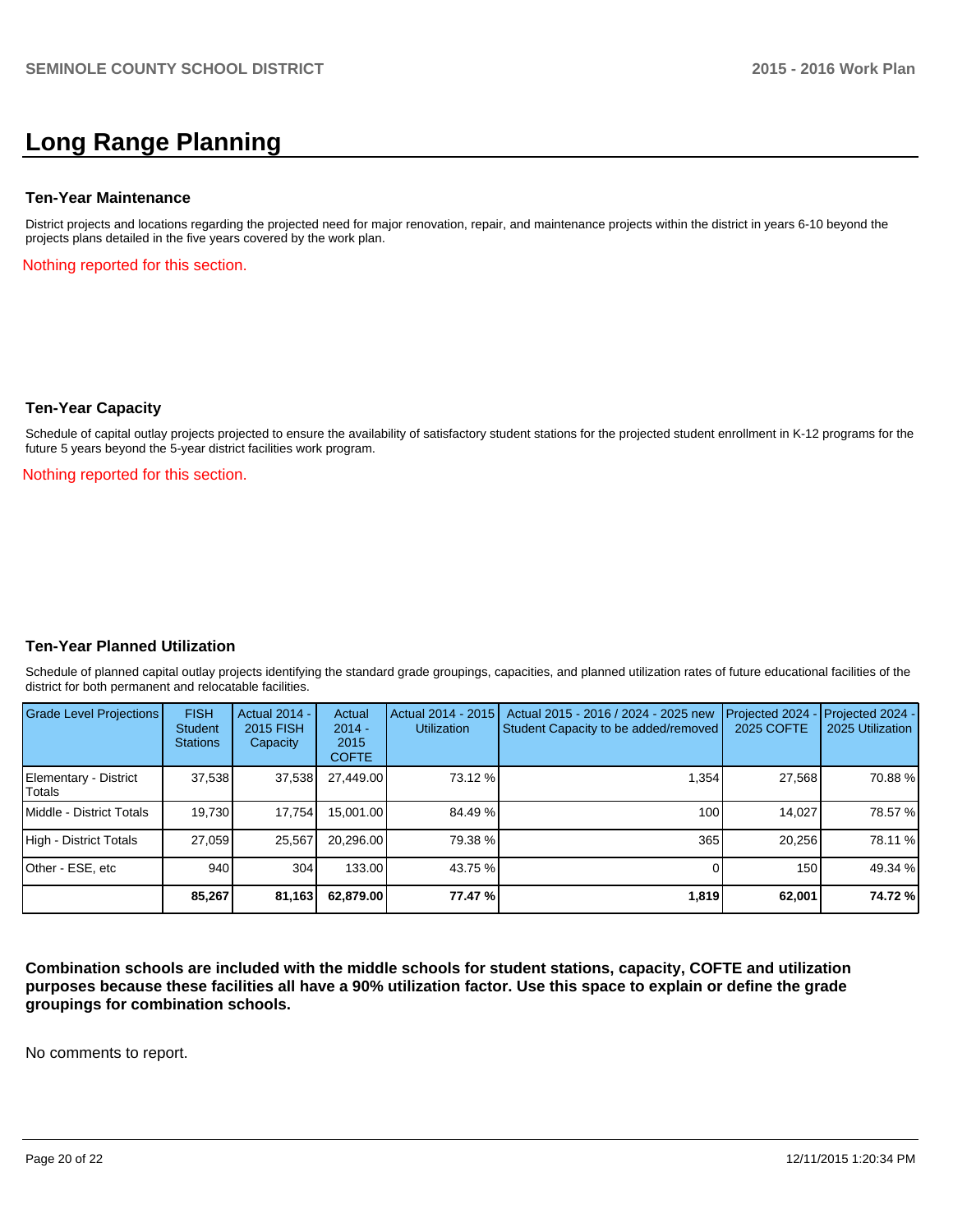# Long Range Planning

### Ten-Year Maintenance

District projects and locations regarding the projected need for major renovation, repair, and maintenance projects within the district in years 6-10 beyond the projects plans detailed in the five years covered by the work plan.

Nothing reported for this section.

### Ten-Year Capacity

Schedule of capital outlay projects projected to ensure the availability of satisfactory student stations for the projected student enrollment in K-12 programs for the future 5 years beyond the 5-year district facilities work program.

Nothing reported for this section.

### Ten-Year Planned Utilization

Schedule of planned capital outlay projects identifying the standard grade groupings, capacities, and planned utilization rates of future educational facilities of the district for both permanent and relocatable facilities.

| Grade Level Projections | FISH Student Stations | Actual 2014 - 2015 FISH Capacity | Actual 2014 - 2015 COFTE | Actual 2014 - 2015 Utilization | Actual 2015 - 2016 / 2024 - 2025 new Student Capacity to be added/removed | Projected 2024 - 2025 COFTE | Projected 2024 - 2025 Utilization |
|---|---|---|---|---|---|---|---|
| Elementary - District Totals | 37,538 | 37,538 | 27,449.00 | 73.12 % | 1,354 | 27,568 | 70.88 % |
| Middle - District Totals | 19,730 | 17,754 | 15,001.00 | 84.49 % | 100 | 14,027 | 78.57 % |
| High - District Totals | 27,059 | 25,567 | 20,296.00 | 79.38 % | 365 | 20,256 | 78.11 % |
| Other - ESE, etc | 940 | 304 | 133.00 | 43.75 % | 0 | 150 | 49.34 % |
| | **85,267** | **81,163** | **62,879.00** | **77.47 %** | **1,819** | **62,001** | **74.72 %** |

**Combination schools are included with the middle schools for student stations, capacity, COFTE and utilization purposes because these facilities all have a 90% utilization factor. Use this space to explain or define the grade groupings for combination schools.**

No comments to report.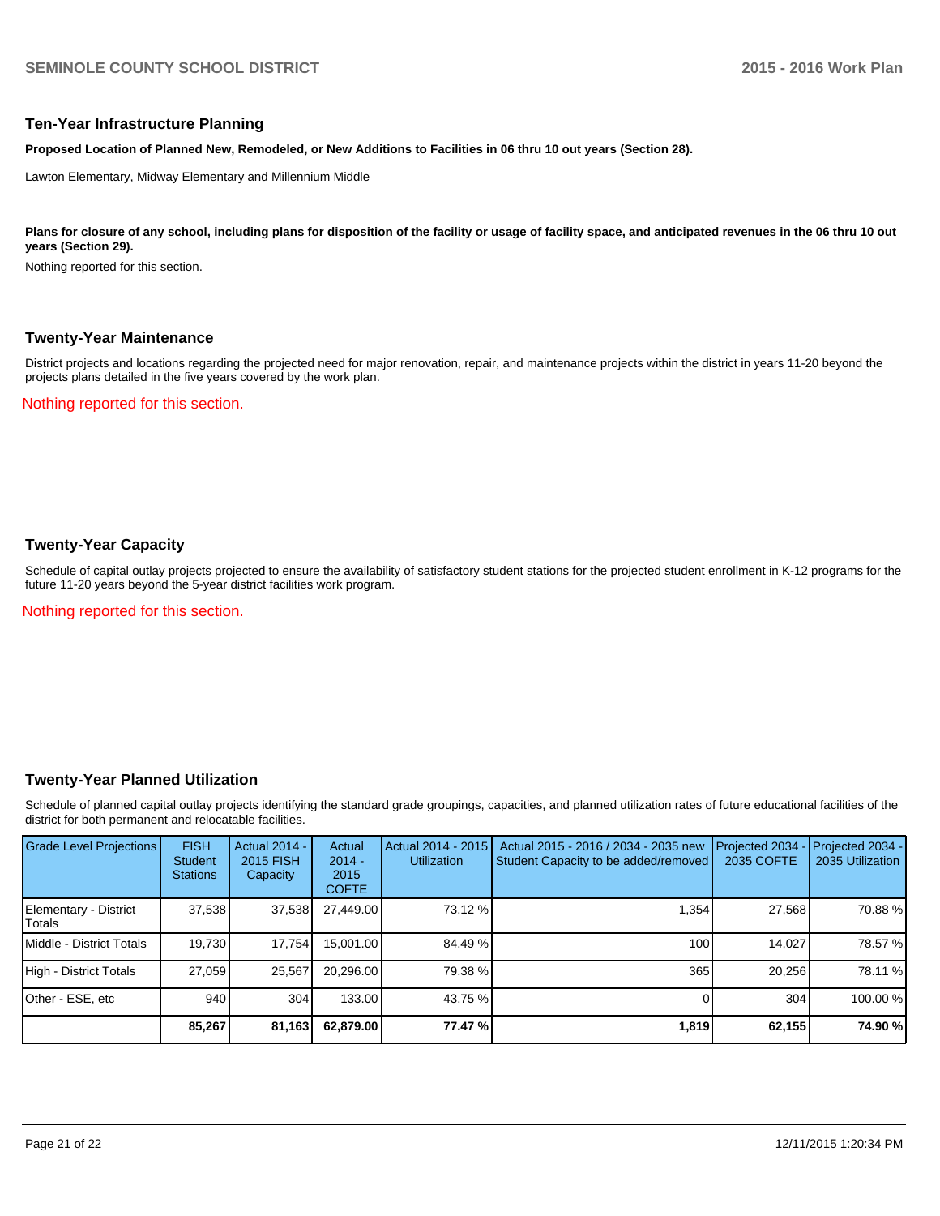## Ten-Year Infrastructure Planning

**Proposed Location of Planned New, Remodeled, or New Additions to Facilities in 06 thru 10 out years (Section 28).**

Lawton Elementary, Midway Elementary and Millennium Middle

**Plans for closure of any school, including plans for disposition of the facility or usage of facility space, and anticipated revenues in the 06 thru 10 out years (Section 29).**

Nothing reported for this section.

## Twenty-Year Maintenance

District projects and locations regarding the projected need for major renovation, repair, and maintenance projects within the district in years 11-20 beyond the projects plans detailed in the five years covered by the work plan.

Nothing reported for this section.

## Twenty-Year Capacity

Schedule of capital outlay projects projected to ensure the availability of satisfactory student stations for the projected student enrollment in K-12 programs for the future 11-20 years beyond the 5-year district facilities work program.

Nothing reported for this section.

## Twenty-Year Planned Utilization

Schedule of planned capital outlay projects identifying the standard grade groupings, capacities, and planned utilization rates of future educational facilities of the district for both permanent and relocatable facilities.

| Grade Level Projections | FISH Student Stations | Actual 2014 - 2015 FISH Capacity | Actual 2014 - 2015 COFTE | Actual 2014 - 2015 Utilization | Actual 2015 - 2016 / 2034 - 2035 new Student Capacity to be added/removed | Projected 2034 - 2035 COFTE | Projected 2034 - 2035 Utilization |
|---|---|---|---|---|---|---|---|
| Elementary - District Totals | 37,538 | 37,538 | 27,449.00 | 73.12 % | 1,354 | 27,568 | 70.88 % |
| Middle - District Totals | 19,730 | 17,754 | 15,001.00 | 84.49 % | 100 | 14,027 | 78.57 % |
| High - District Totals | 27,059 | 25,567 | 20,296.00 | 79.38 % | 365 | 20,256 | 78.11 % |
| Other - ESE, etc | 940 | 304 | 133.00 | 43.75 % | 0 | 304 | 100.00 % |
| | **85,267** | **81,163** | **62,879.00** | **77.47 %** | **1,819** | **62,155** | **74.90 %** |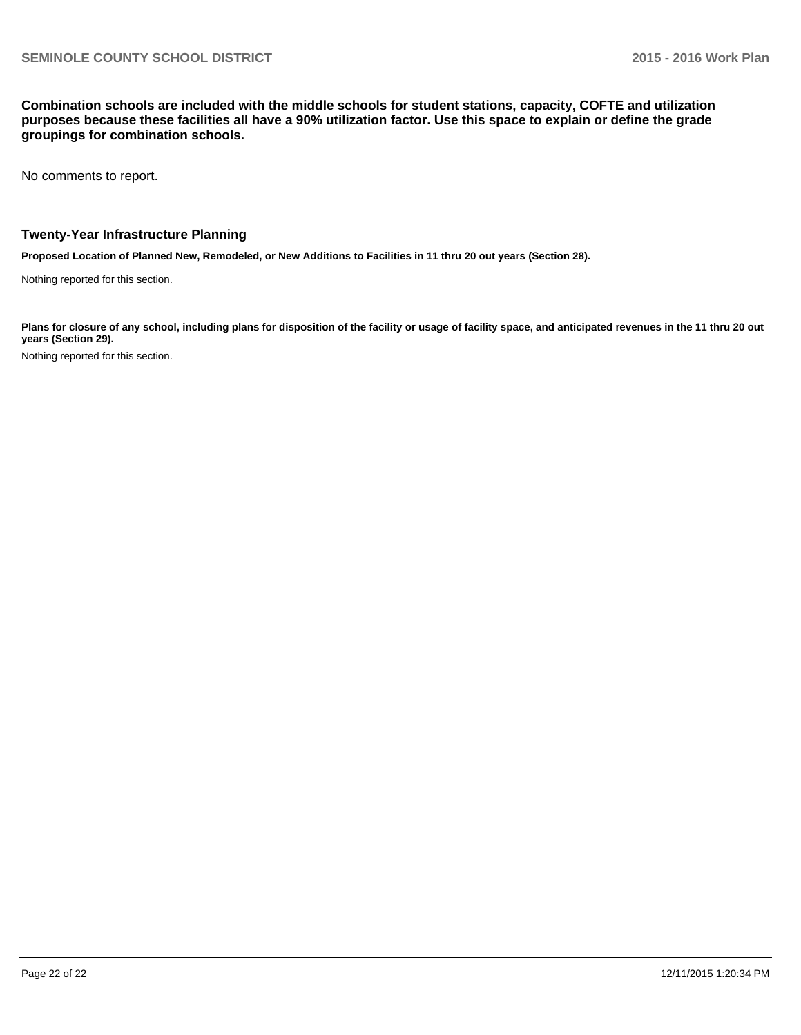**Combination schools are included with the middle schools for student stations, capacity, COFTE and utilization purposes because these facilities all have a 90% utilization factor. Use this space to explain or define the grade groupings for combination schools.**

No comments to report.

## Twenty-Year Infrastructure Planning

**Proposed Location of Planned New, Remodeled, or New Additions to Facilities in 11 thru 20 out years (Section 28).**

Nothing reported for this section.

**Plans for closure of any school, including plans for disposition of the facility or usage of facility space, and anticipated revenues in the 11 thru 20 out years (Section 29).**

Nothing reported for this section.